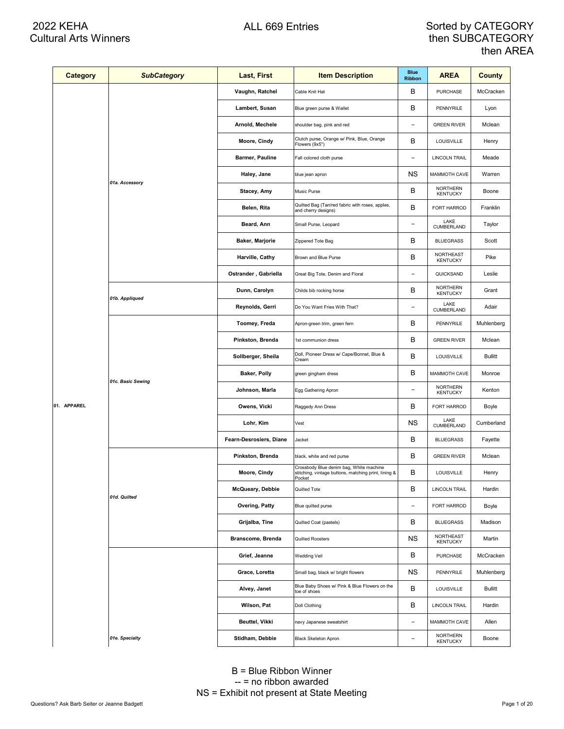# 2022 KEHA Cultural Arts Winners

ALL 669 Entries

Sorted by CATEGORY then SUBCATEGORY then AREA

| Category | SubCategory | Last, First | Item Description | Blue Ribbon | AREA | County |
|---|---|---|---|---|---|---|
| 01. APPAREL | 01a. Accessory | Vaughn, Ratchel | Cable Knit Hat | B | PURCHASE | McCracken |
| | | Lambert, Susan | Blue green purse & Wallet | B | PENNYRILE | Lyon |
| | | Arnold, Mechele | shoulder bag, pink and red | -- | GREEN RIVER | Mclean |
| | | Moore, Cindy | Clutch purse, Orange w/ Pink, Blue, Orange Flowers (9x5") | B | LOUISVILLE | Henry |
| | | Barmer, Pauline | Fall colored cloth purse | -- | LINCOLN TRAIL | Meade |
| | | Haley, Jane | blue jean apron | NS | MAMMOTH CAVE | Warren |
| | | Stacey, Amy | Music Purse | B | NORTHERN KENTUCKY | Boone |
| | | Belen, Rita | Quilted Bag (Tan/red fabric with roses, apples, and cherry designs) | B | FORT HARROD | Franklin |
| | | Beard, Ann | Small Purse, Leopard | -- | LAKE CUMBERLAND | Taylor |
| | | Baker, Marjorie | Zippered Tote Bag | B | BLUEGRASS | Scott |
| | | Harville, Cathy | Brown and Blue Purse | B | NORTHEAST KENTUCKY | Pike |
| | | Ostrander , Gabriella | Great Big Tote, Denim and Floral | -- | QUICKSAND | Leslie |
| | 01b. Appliqued | Dunn, Carolyn | Childs bib rocking horse | B | NORTHERN KENTUCKY | Grant |
| | | Reynolds, Gerri | Do You Want Fries With That? | -- | LAKE CUMBERLAND | Adair |
| | 01c. Basic Sewing | Toomey, Freda | Apron-green trim, green fern | B | PENNYRILE | Muhlenberg |
| | | Pinkston, Brenda | 1st communion dress | B | GREEN RIVER | Mclean |
| | | Sollberger, Sheila | Doll, Pioneer Dress w/ Cape/Bonnet, Blue & Cream | B | LOUISVILLE | Bullitt |
| | | Baker, Polly | green gingham dress | B | MAMMOTH CAVE | Monroe |
| | | Johnson, Marla | Egg Gathering Apron | -- | NORTHERN KENTUCKY | Kenton |
| | | Owens, Vicki | Raggedy Ann Dress | B | FORT HARROD | Boyle |
| | | Lohr, Kim | Vest | NS | LAKE CUMBERLAND | Cumberland |
| | | Fearn-Desrosiers, Diane | Jacket | B | BLUEGRASS | Fayette |
| | 01d. Quilted | Pinkston, Brenda | black, white and red purse | B | GREEN RIVER | Mclean |
| | | Moore, Cindy | Crossbody Blue denim bag, White machine stitching, vintage buttons, matching print, lining & Pocket | B | LOUISVILLE | Henry |
| | | McQueary, Debbie | Quilted Tote | B | LINCOLN TRAIL | Hardin |
| | | Overing, Patty | Blue quilted purse | -- | FORT HARROD | Boyle |
| | | Grijalba, Tine | Quilted Coat (pastels) | B | BLUEGRASS | Madison |
| | | Branscome, Brenda | Quilted Roosters | NS | NORTHEAST KENTUCKY | Martin |
| | 01e. Specialty | Grief, Jeanne | Wedding Veil | B | PURCHASE | McCracken |
| | | Grace, Loretta | Small bag, black w/ bright flowers | NS | PENNYRILE | Muhlenberg |
| | | Alvey, Janet | Blue Baby Shoes w/ Pink & Blue Flowers on the toe of shoes | B | LOUISVILLE | Bullitt |
| | | Wilson, Pat | Doll Clothing | B | LINCOLN TRAIL | Hardin |
| | | Beuttel, Vikki | navy Japanese sweatshirt | -- | MAMMOTH CAVE | Allen |
| | | Stidham, Debbie | Black Skeleton Apron | -- | NORTHERN KENTUCKY | Boone |

B = Blue Ribbon Winner
-- = no ribbon awarded
NS = Exhibit not present at State Meeting

Questions? Ask Barb Seiter or Jeanne Badgett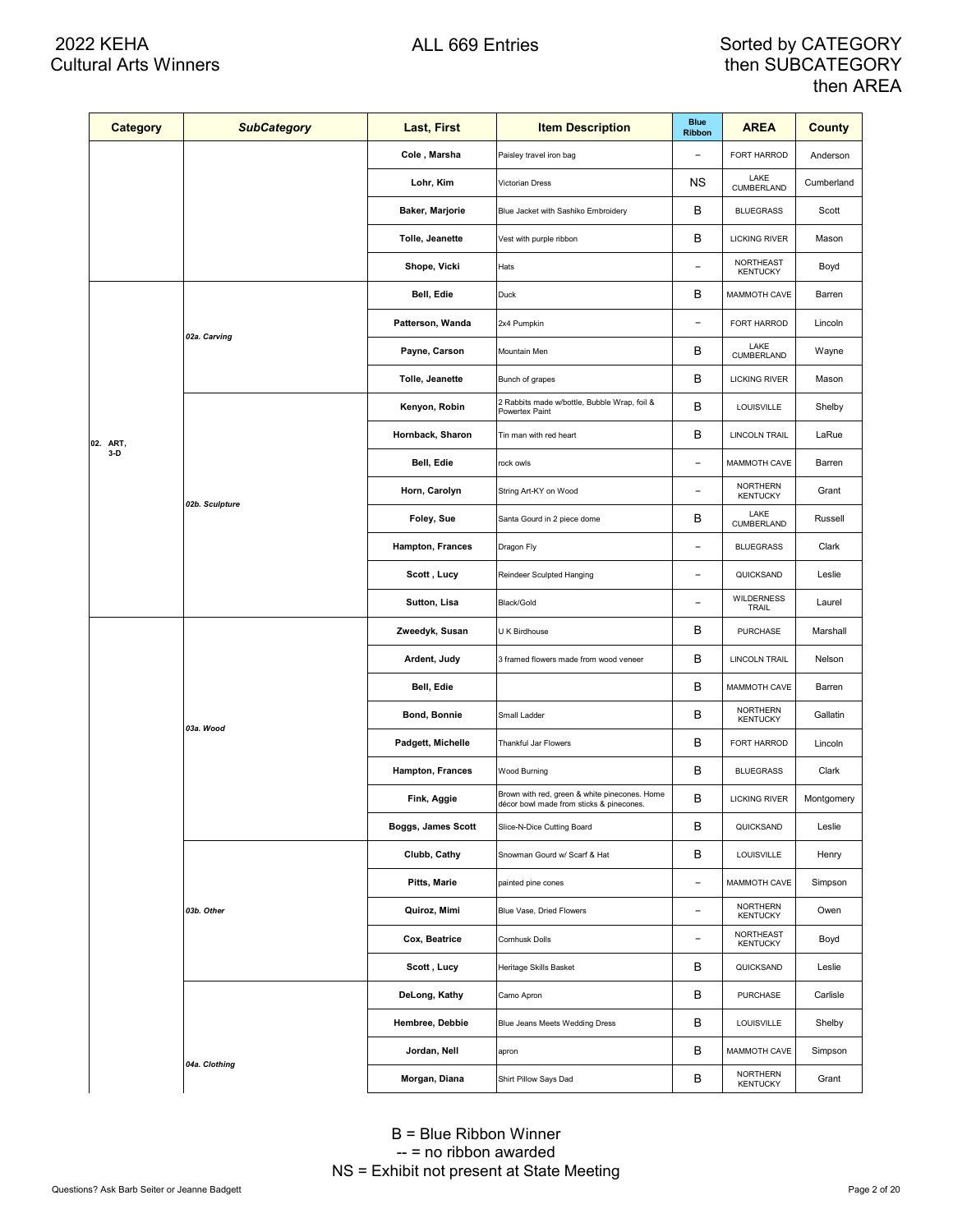# 2022 KEHA Cultural Arts Winners

## ALL 669 Entries

### Sorted by CATEGORY then SUBCATEGORY then AREA

| Category | SubCategory | Last, First | Item Description | Blue Ribbon | AREA | County |
|---|---|---|---|---|---|---|
| | | Cole , Marsha | Paisley travel iron bag | -- | FORT HARROD | Anderson |
| | | Lohr, Kim | Victorian Dress | NS | LAKE CUMBERLAND | Cumberland |
| | | Baker, Marjorie | Blue Jacket with Sashiko Embroidery | B | BLUEGRASS | Scott |
| | | Tolle, Jeanette | Vest with purple ribbon | B | LICKING RIVER | Mason |
| | | Shope, Vicki | Hats | -- | NORTHEAST KENTUCKY | Boyd |
| 02. ART, 3-D | 02a. Carving | Bell, Edie | Duck | B | MAMMOTH CAVE | Barren |
| | | Patterson, Wanda | 2x4 Pumpkin | -- | FORT HARROD | Lincoln |
| | | Payne, Carson | Mountain Men | B | LAKE CUMBERLAND | Wayne |
| | | Tolle, Jeanette | Bunch of grapes | B | LICKING RIVER | Mason |
| | 02b. Sculpture | Kenyon, Robin | 2 Rabbits made w/bottle, Bubble Wrap, foil & Powertex Paint | B | LOUISVILLE | Shelby |
| | | Hornback, Sharon | Tin man with red heart | B | LINCOLN TRAIL | LaRue |
| | | Bell, Edie | rock owls | -- | MAMMOTH CAVE | Barren |
| | | Horn, Carolyn | String Art-KY on Wood | -- | NORTHERN KENTUCKY | Grant |
| | | Foley, Sue | Santa Gourd in 2 piece dome | B | LAKE CUMBERLAND | Russell |
| | | Hampton, Frances | Dragon Fly | -- | BLUEGRASS | Clark |
| | | Scott , Lucy | Reindeer Sculpted Hanging | -- | QUICKSAND | Leslie |
| | | Sutton, Lisa | Black/Gold | -- | WILDERNESS TRAIL | Laurel |
| | 03a. Wood | Zweedyk, Susan | U K Birdhouse | B | PURCHASE | Marshall |
| | | Ardent, Judy | 3 framed flowers made from wood veneer | B | LINCOLN TRAIL | Nelson |
| | | Bell, Edie | | B | MAMMOTH CAVE | Barren |
| | | Bond, Bonnie | Small Ladder | B | NORTHERN KENTUCKY | Gallatin |
| | | Padgett, Michelle | Thankful Jar Flowers | B | FORT HARROD | Lincoln |
| | | Hampton, Frances | Wood Burning | B | BLUEGRASS | Clark |
| | | Fink, Aggie | Brown with red, green & white pinecones. Home décor bowl made from sticks & pinecones. | B | LICKING RIVER | Montgomery |
| | | Boggs, James Scott | Slice-N-Dice Cutting Board | B | QUICKSAND | Leslie |
| | 03b. Other | Clubb, Cathy | Snowman Gourd w/ Scarf & Hat | B | LOUISVILLE | Henry |
| | | Pitts, Marie | painted pine cones | -- | MAMMOTH CAVE | Simpson |
| | | Quiroz, Mimi | Blue Vase, Dried Flowers | -- | NORTHERN KENTUCKY | Owen |
| | | Cox, Beatrice | Cornhusk Dolls | -- | NORTHEAST KENTUCKY | Boyd |
| | | Scott , Lucy | Heritage Skills Basket | B | QUICKSAND | Leslie |
| | 04a. Clothing | DeLong, Kathy | Camo Apron | B | PURCHASE | Carlisle |
| | | Hembree, Debbie | Blue Jeans Meets Wedding Dress | B | LOUISVILLE | Shelby |
| | | Jordan, Nell | apron | B | MAMMOTH CAVE | Simpson |
| | | Morgan, Diana | Shirt Pillow Says Dad | B | NORTHERN KENTUCKY | Grant |

B = Blue Ribbon Winner
-- = no ribbon awarded
NS = Exhibit not present at State Meeting

Questions? Ask Barb Seiter or Jeanne Badgett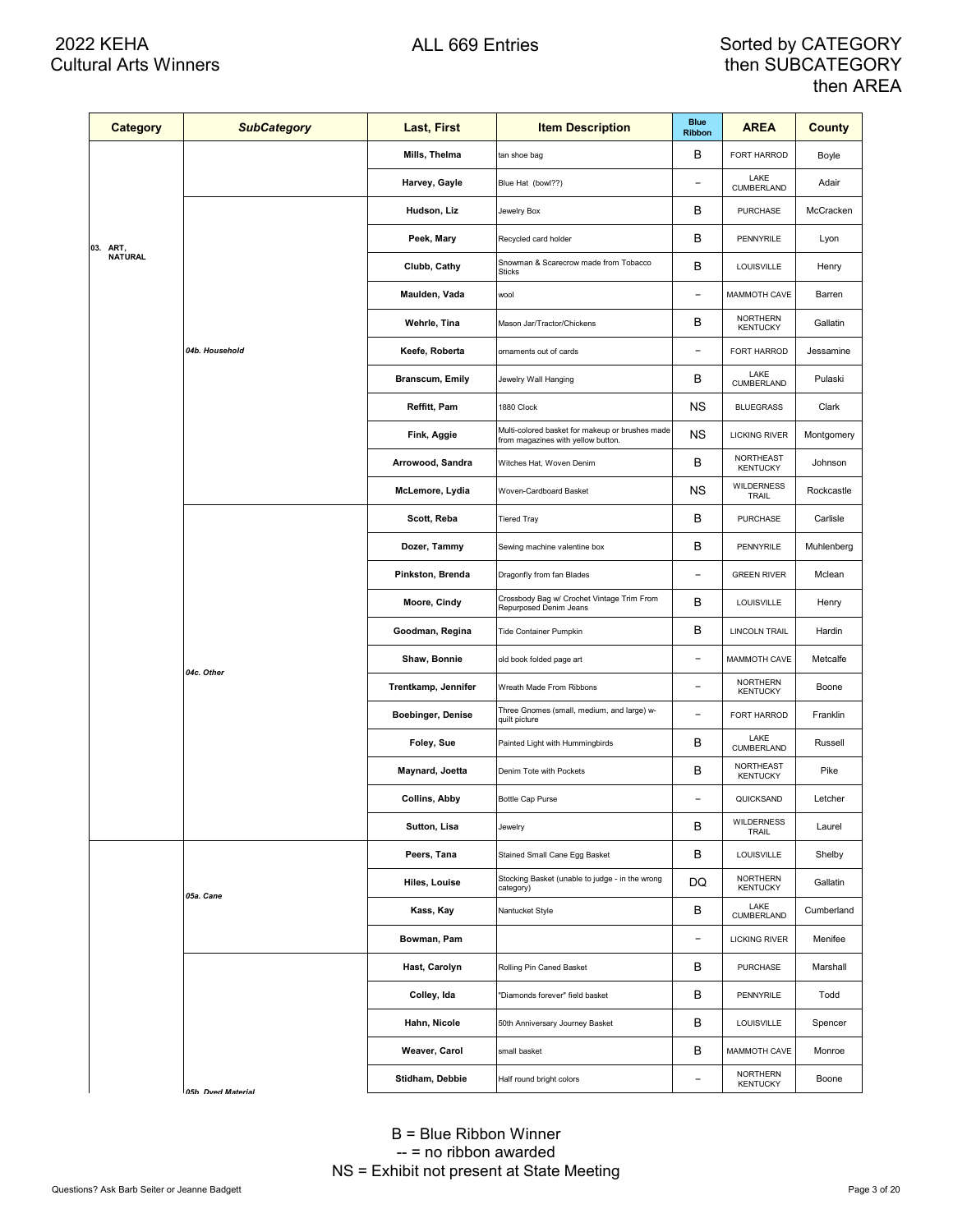# 2022 KEHA Cultural Arts Winners

ALL 669 Entries

Sorted by CATEGORY then SUBCATEGORY then AREA

| Category | SubCategory | Last, First | Item Description | Blue Ribbon | AREA | County |
|---|---|---|---|---|---|---|
| 03. ART, NATURAL | | Mills, Thelma | tan shoe bag | B | FORT HARROD | Boyle |
| | | Harvey, Gayle | Blue Hat (bowl??) | -- | LAKE CUMBERLAND | Adair |
| | 04b. Household | Hudson, Liz | Jewelry Box | B | PURCHASE | McCracken |
| | | Peek, Mary | Recycled card holder | B | PENNYRILE | Lyon |
| | | Clubb, Cathy | Snowman & Scarecrow made from Tobacco Sticks | B | LOUISVILLE | Henry |
| | | Maulden, Vada | wool | -- | MAMMOTH CAVE | Barren |
| | | Wehrle, Tina | Mason Jar/Tractor/Chickens | B | NORTHERN KENTUCKY | Gallatin |
| | | Keefe, Roberta | ornaments out of cards | -- | FORT HARROD | Jessamine |
| | | Branscum, Emily | Jewelry Wall Hanging | B | LAKE CUMBERLAND | Pulaski |
| | | Reffitt, Pam | 1880 Clock | NS | BLUEGRASS | Clark |
| | | Fink, Aggie | Multi-colored basket for makeup or brushes made from magazines with yellow button. | NS | LICKING RIVER | Montgomery |
| | | Arrowood, Sandra | Witches Hat, Woven Denim | B | NORTHEAST KENTUCKY | Johnson |
| | | McLemore, Lydia | Woven-Cardboard Basket | NS | WILDERNESS TRAIL | Rockcastle |
| | 04c. Other | Scott, Reba | Tiered Tray | B | PURCHASE | Carlisle |
| | | Dozer, Tammy | Sewing machine valentine box | B | PENNYRILE | Muhlenberg |
| | | Pinkston, Brenda | Dragonfly from fan Blades | -- | GREEN RIVER | Mclean |
| | | Moore, Cindy | Crossbody Bag w/ Crochet Vintage Trim From Repurposed Denim Jeans | B | LOUISVILLE | Henry |
| | | Goodman, Regina | Tide Container Pumpkin | B | LINCOLN TRAIL | Hardin |
| | | Shaw, Bonnie | old book folded page art | -- | MAMMOTH CAVE | Metcalfe |
| | | Trentkamp, Jennifer | Wreath Made From Ribbons | -- | NORTHERN KENTUCKY | Boone |
| | | Boebinger, Denise | Three Gnomes (small, medium, and large) w- quilt picture | -- | FORT HARROD | Franklin |
| | | Foley, Sue | Painted Light with Hummingbirds | B | LAKE CUMBERLAND | Russell |
| | | Maynard, Joetta | Denim Tote with Pockets | B | NORTHEAST KENTUCKY | Pike |
| | | Collins, Abby | Bottle Cap Purse | -- | QUICKSAND | Letcher |
| | | Sutton, Lisa | Jewelry | B | WILDERNESS TRAIL | Laurel |
| | 05a. Cane | Peers, Tana | Stained Small Cane Egg Basket | B | LOUISVILLE | Shelby |
| | | Hiles, Louise | Stocking Basket (unable to judge - in the wrong category) | DQ | NORTHERN KENTUCKY | Gallatin |
| | | Kass, Kay | Nantucket Style | B | LAKE CUMBERLAND | Cumberland |
| | | Bowman, Pam | | -- | LICKING RIVER | Menifee |
| | 05b. Dyed Material | Hast, Carolyn | Rolling Pin Caned Basket | B | PURCHASE | Marshall |
| | | Colley, Ida | "Diamonds forever" field basket | B | PENNYRILE | Todd |
| | | Hahn, Nicole | 50th Anniversary Journey Basket | B | LOUISVILLE | Spencer |
| | | Weaver, Carol | small basket | B | MAMMOTH CAVE | Monroe |
| | | Stidham, Debbie | Half round bright colors | -- | NORTHERN KENTUCKY | Boone |

B = Blue Ribbon Winner
-- = no ribbon awarded
NS = Exhibit not present at State Meeting

Questions? Ask Barb Seiter or Jeanne Badgett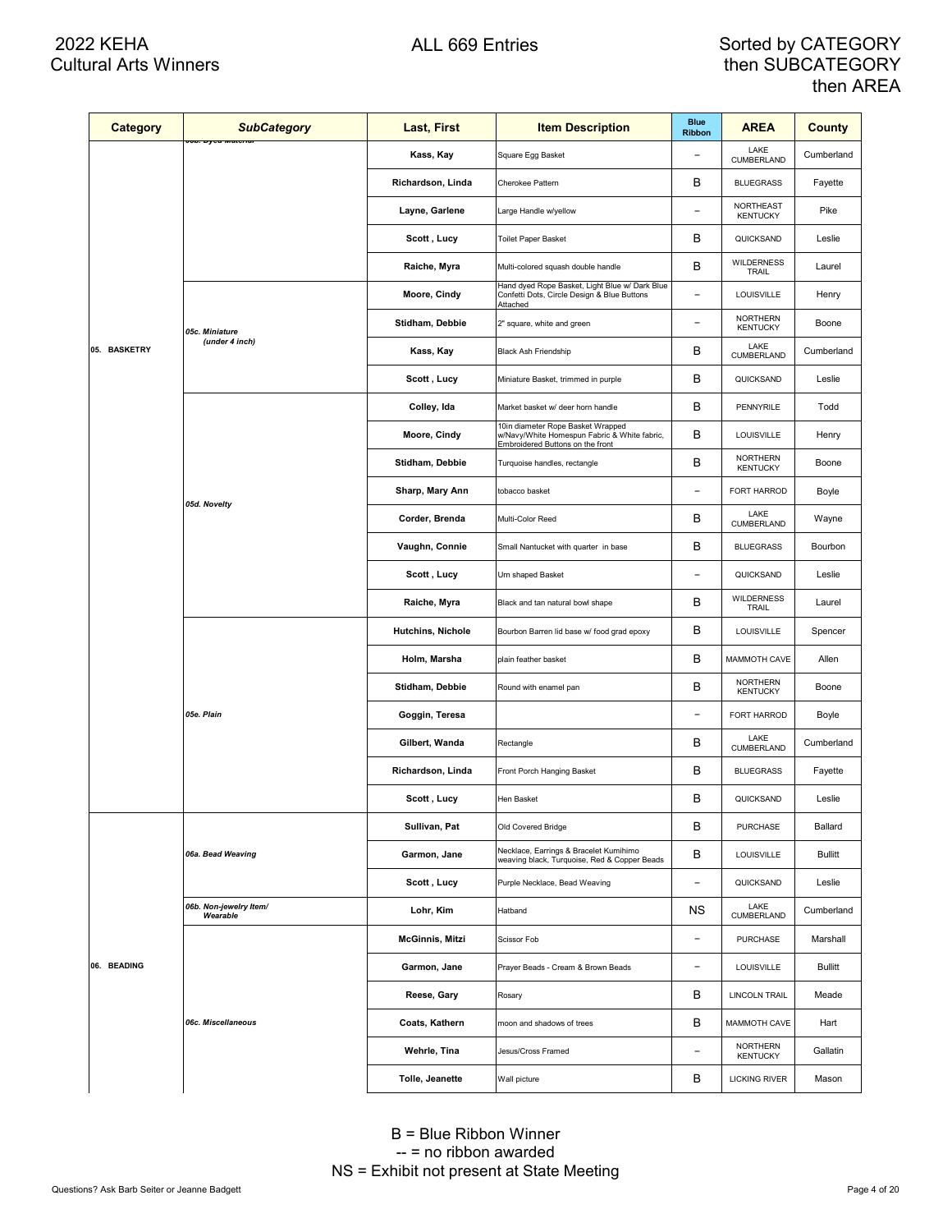# 2022 KEHA Cultural Arts Winners

ALL 669 Entries

Sorted by CATEGORY then SUBCATEGORY then AREA

| Category | SubCategory | Last, First | Item Description | Blue Ribbon | AREA | County |
|---|---|---|---|---|---|---|
| 05. BASKETRY | 05b. Dyed Material | Kass, Kay | Square Egg Basket | -- | LAKE CUMBERLAND | Cumberland |
| | | Richardson, Linda | Cherokee Pattern | B | BLUEGRASS | Fayette |
| | | Layne, Garlene | Large Handle w/yellow | -- | NORTHEAST KENTUCKY | Pike |
| | | Scott , Lucy | Toilet Paper Basket | B | QUICKSAND | Leslie |
| | | Raiche, Myra | Multi-colored squash double handle | B | WILDERNESS TRAIL | Laurel |
| | 05c. Miniature (under 4 inch) | Moore, Cindy | Hand dyed Rope Basket, Light Blue w/ Dark Blue Confetti Dots, Circle Design & Blue Buttons Attached | -- | LOUISVILLE | Henry |
| | | Stidham, Debbie | 2" square, white and green | -- | NORTHERN KENTUCKY | Boone |
| | | Kass, Kay | Black Ash Friendship | B | LAKE CUMBERLAND | Cumberland |
| | | Scott , Lucy | Miniature Basket, trimmed in purple | B | QUICKSAND | Leslie |
| | 05d. Novelty | Colley, Ida | Market basket w/ deer horn handle | B | PENNYRILE | Todd |
| | | Moore, Cindy | 10in diameter Rope Basket Wrapped w/Navy/White Homespun Fabric & White fabric, Embroidered Buttons on the front | B | LOUISVILLE | Henry |
| | | Stidham, Debbie | Turquoise handles, rectangle | B | NORTHERN KENTUCKY | Boone |
| | | Sharp, Mary Ann | tobacco basket | -- | FORT HARROD | Boyle |
| | | Corder, Brenda | Multi-Color Reed | B | LAKE CUMBERLAND | Wayne |
| | | Vaughn, Connie | Small Nantucket with quarter in base | B | BLUEGRASS | Bourbon |
| | | Scott , Lucy | Urn shaped Basket | -- | QUICKSAND | Leslie |
| | | Raiche, Myra | Black and tan natural bowl shape | B | WILDERNESS TRAIL | Laurel |
| | 05e. Plain | Hutchins, Nichole | Bourbon Barren lid base w/ food grad epoxy | B | LOUISVILLE | Spencer |
| | | Holm, Marsha | plain feather basket | B | MAMMOTH CAVE | Allen |
| | | Stidham, Debbie | Round with enamel pan | B | NORTHERN KENTUCKY | Boone |
| | | Goggin, Teresa | | -- | FORT HARROD | Boyle |
| | | Gilbert, Wanda | Rectangle | B | LAKE CUMBERLAND | Cumberland |
| | | Richardson, Linda | Front Porch Hanging Basket | B | BLUEGRASS | Fayette |
| | | Scott , Lucy | Hen Basket | B | QUICKSAND | Leslie |
| 06. BEADING | 06a. Bead Weaving | Sullivan, Pat | Old Covered Bridge | B | PURCHASE | Ballard |
| | | Garmon, Jane | Necklace, Earrings & Bracelet Kumihimo weaving black, Turquoise, Red & Copper Beads | B | LOUISVILLE | Bullitt |
| | | Scott , Lucy | Purple Necklace, Bead Weaving | -- | QUICKSAND | Leslie |
| | 06b. Non-jewelry Item/ Wearable | Lohr, Kim | Hatband | NS | LAKE CUMBERLAND | Cumberland |
| | 06c. Miscellaneous | McGinnis, Mitzi | Scissor Fob | -- | PURCHASE | Marshall |
| | | Garmon, Jane | Prayer Beads - Cream & Brown Beads | -- | LOUISVILLE | Bullitt |
| | | Reese, Gary | Rosary | B | LINCOLN TRAIL | Meade |
| | | Coats, Kathern | moon and shadows of trees | B | MAMMOTH CAVE | Hart |
| | | Wehrle, Tina | Jesus/Cross Framed | -- | NORTHERN KENTUCKY | Gallatin |
| | | Tolle, Jeanette | Wall picture | B | LICKING RIVER | Mason |

B = Blue Ribbon Winner
-- = no ribbon awarded
NS = Exhibit not present at State Meeting

Questions? Ask Barb Seiter or Jeanne Badgett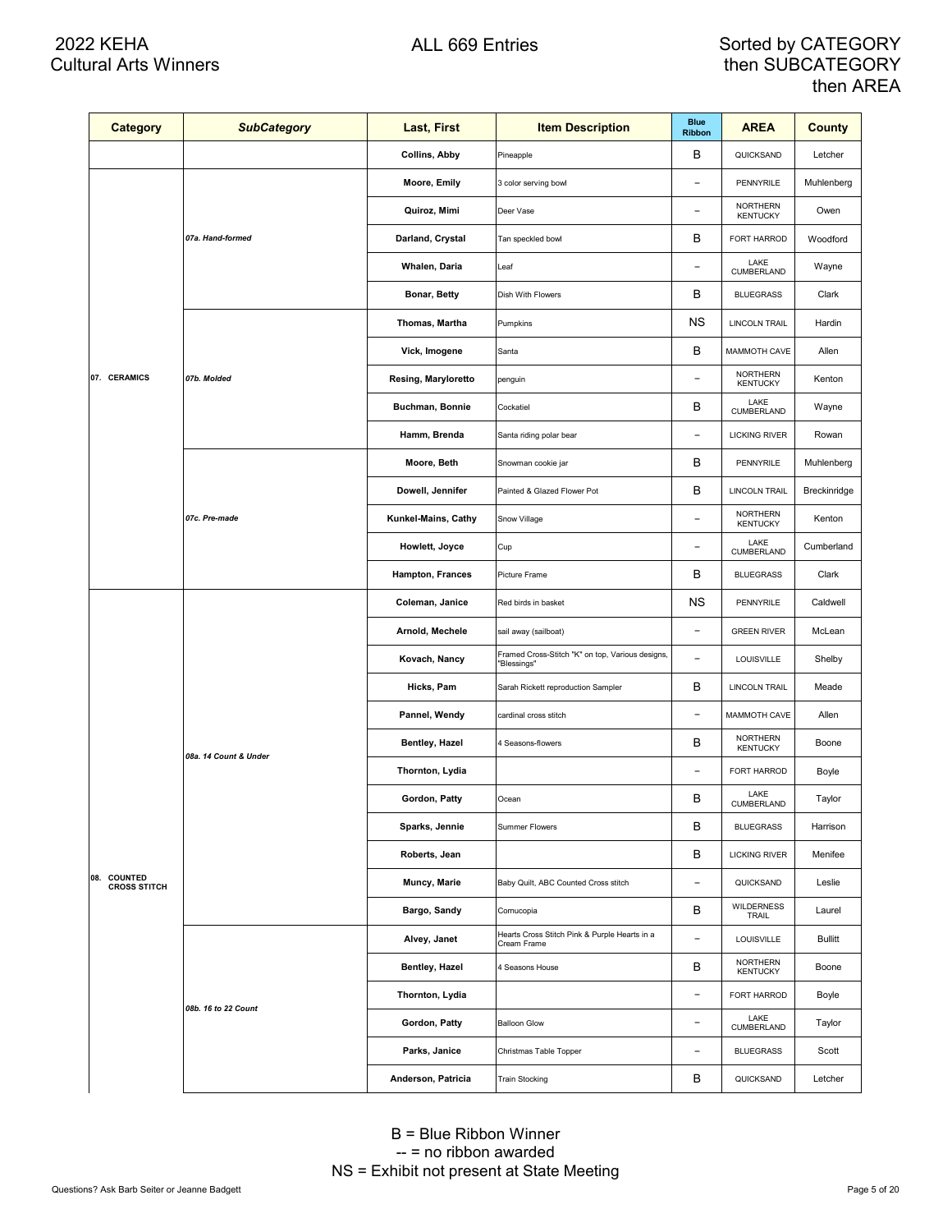# 2022 KEHA Cultural Arts Winners

ALL 669 Entries

Sorted by CATEGORY then SUBCATEGORY then AREA

| Category | SubCategory | Last, First | Item Description | Blue Ribbon | AREA | County |
|---|---|---|---|---|---|---|
| | | Collins, Abby | Pineapple | B | QUICKSAND | Letcher |
| 07. CERAMICS | 07a. Hand-formed | Moore, Emily | 3 color serving bowl | -- | PENNYRILE | Muhlenberg |
| | | Quiroz, Mimi | Deer Vase | -- | NORTHERN KENTUCKY | Owen |
| | | Darland, Crystal | Tan speckled bowl | B | FORT HARROD | Woodford |
| | | Whalen, Daria | Leaf | -- | LAKE CUMBERLAND | Wayne |
| | | Bonar, Betty | Dish With Flowers | B | BLUEGRASS | Clark |
| | 07b. Molded | Thomas, Martha | Pumpkins | NS | LINCOLN TRAIL | Hardin |
| | | Vick, Imogene | Santa | B | MAMMOTH CAVE | Allen |
| | | Resing, Maryloretto | penguin | -- | NORTHERN KENTUCKY | Kenton |
| | | Buchman, Bonnie | Cockatiel | B | LAKE CUMBERLAND | Wayne |
| | | Hamm, Brenda | Santa riding polar bear | -- | LICKING RIVER | Rowan |
| | 07c. Pre-made | Moore, Beth | Snowman cookie jar | B | PENNYRILE | Muhlenberg |
| | | Dowell, Jennifer | Painted & Glazed Flower Pot | B | LINCOLN TRAIL | Breckinridge |
| | | Kunkel-Mains, Cathy | Snow Village | -- | NORTHERN KENTUCKY | Kenton |
| | | Howlett, Joyce | Cup | -- | LAKE CUMBERLAND | Cumberland |
| | | Hampton, Frances | Picture Frame | B | BLUEGRASS | Clark |
| 08. COUNTED CROSS STITCH | 08a. 14 Count & Under | Coleman, Janice | Red birds in basket | NS | PENNYRILE | Caldwell |
| | | Arnold, Mechele | sail away (sailboat) | -- | GREEN RIVER | McLean |
| | | Kovach, Nancy | Framed Cross-Stitch "K" on top, Various designs, "Blessings" | -- | LOUISVILLE | Shelby |
| | | Hicks, Pam | Sarah Rickett reproduction Sampler | B | LINCOLN TRAIL | Meade |
| | | Pannel, Wendy | cardinal cross stitch | -- | MAMMOTH CAVE | Allen |
| | | Bentley, Hazel | 4 Seasons-flowers | B | NORTHERN KENTUCKY | Boone |
| | | Thornton, Lydia | | -- | FORT HARROD | Boyle |
| | | Gordon, Patty | Ocean | B | LAKE CUMBERLAND | Taylor |
| | | Sparks, Jennie | Summer Flowers | B | BLUEGRASS | Harrison |
| | | Roberts, Jean | | B | LICKING RIVER | Menifee |
| | | Muncy, Marie | Baby Quilt, ABC Counted Cross stitch | -- | QUICKSAND | Leslie |
| | | Bargo, Sandy | Cornucopia | B | WILDERNESS TRAIL | Laurel |
| | 08b. 16 to 22 Count | Alvey, Janet | Hearts Cross Stitch Pink & Purple Hearts in a Cream Frame | -- | LOUISVILLE | Bullitt |
| | | Bentley, Hazel | 4 Seasons House | B | NORTHERN KENTUCKY | Boone |
| | | Thornton, Lydia | | -- | FORT HARROD | Boyle |
| | | Gordon, Patty | Balloon Glow | -- | LAKE CUMBERLAND | Taylor |
| | | Parks, Janice | Christmas Table Topper | -- | BLUEGRASS | Scott |
| | | Anderson, Patricia | Train Stocking | B | QUICKSAND | Letcher |

B = Blue Ribbon Winner
-- = no ribbon awarded
NS = Exhibit not present at State Meeting

Questions? Ask Barb Seiter or Jeanne Badgett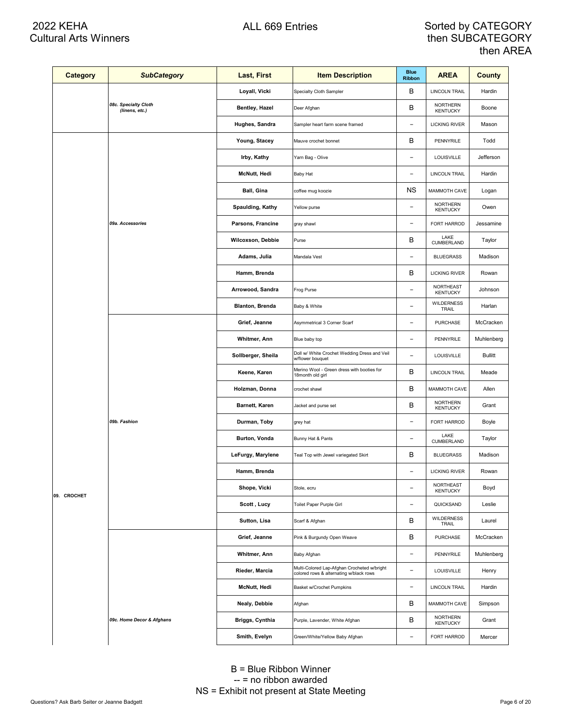# 2022 KEHA Cultural Arts Winners

ALL 669 Entries

Sorted by CATEGORY then SUBCATEGORY then AREA

| Category | SubCategory | Last, First | Item Description | Blue Ribbon | AREA | County |
|---|---|---|---|---|---|---|
| | 08c. Specialty Cloth (linens, etc.) | Loyall, Vicki | Specialty Cloth Sampler | B | LINCOLN TRAIL | Hardin |
| | | Bentley, Hazel | Deer Afghan | B | NORTHERN KENTUCKY | Boone |
| | | Hughes, Sandra | Sampler heart farm scene framed | -- | LICKING RIVER | Mason |
| 09. CROCHET | 09a. Accessories | Young, Stacey | Mauve crochet bonnet | B | PENNYRILE | Todd |
| | | Irby, Kathy | Yarn Bag - Olive | -- | LOUISVILLE | Jefferson |
| | | McNutt, Hedi | Baby Hat | -- | LINCOLN TRAIL | Hardin |
| | | Ball, Gina | coffee mug koozie | NS | MAMMOTH CAVE | Logan |
| | | Spaulding, Kathy | Yellow purse | -- | NORTHERN KENTUCKY | Owen |
| | | Parsons, Francine | gray shawl | -- | FORT HARROD | Jessamine |
| | | Wilcoxson, Debbie | Purse | B | LAKE CUMBERLAND | Taylor |
| | | Adams, Julia | Mandala Vest | -- | BLUEGRASS | Madison |
| | | Hamm, Brenda | | B | LICKING RIVER | Rowan |
| | | Arrowood, Sandra | Frog Purse | -- | NORTHEAST KENTUCKY | Johnson |
| | | Blanton, Brenda | Baby & White | -- | WILDERNESS TRAIL | Harlan |
| | 09b. Fashion | Grief, Jeanne | Asymmetrical 3 Corner Scarf | -- | PURCHASE | McCracken |
| | | Whitmer, Ann | Blue baby top | -- | PENNYRILE | Muhlenberg |
| | | Sollberger, Sheila | Doll w/ White Crochet Wedding Dress and Veil w/flower bouquet | -- | LOUISVILLE | Bullitt |
| | | Keene, Karen | Merino Wool - Green dress with booties for 18month old girl | B | LINCOLN TRAIL | Meade |
| | | Holzman, Donna | crochet shawl | B | MAMMOTH CAVE | Allen |
| | | Barnett, Karen | Jacket and purse set | B | NORTHERN KENTUCKY | Grant |
| | | Durman, Toby | grey hat | -- | FORT HARROD | Boyle |
| | | Burton, Vonda | Bunny Hat & Pants | -- | LAKE CUMBERLAND | Taylor |
| | | LeFurgy, Marylene | Teal Top with Jewel variegated Skirt | B | BLUEGRASS | Madison |
| | | Hamm, Brenda | | -- | LICKING RIVER | Rowan |
| | | Shope, Vicki | Stole, ecru | -- | NORTHEAST KENTUCKY | Boyd |
| | | Scott , Lucy | Toilet Paper Purple Girl | -- | QUICKSAND | Leslie |
| | | Sutton, Lisa | Scarf & Afghan | B | WILDERNESS TRAIL | Laurel |
| | 09c. Home Decor & Afghans | Grief, Jeanne | Pink & Burgundy Open Weave | B | PURCHASE | McCracken |
| | | Whitmer, Ann | Baby Afghan | -- | PENNYRILE | Muhlenberg |
| | | Rieder, Marcia | Multi-Colored Lap-Afghan Crocheted w/bright colored rows & alternating w/black rows | -- | LOUISVILLE | Henry |
| | | McNutt, Hedi | Basket w/Crochet Pumpkins | -- | LINCOLN TRAIL | Hardin |
| | | Nealy, Debbie | Afghan | B | MAMMOTH CAVE | Simpson |
| | | Briggs, Cynthia | Purple, Lavender, White Afghan | B | NORTHERN KENTUCKY | Grant |
| | | Smith, Evelyn | Green/White/Yellow Baby Afghan | -- | FORT HARROD | Mercer |

B = Blue Ribbon Winner
-- = no ribbon awarded
NS = Exhibit not present at State Meeting

Questions? Ask Barb Seiter or Jeanne Badgett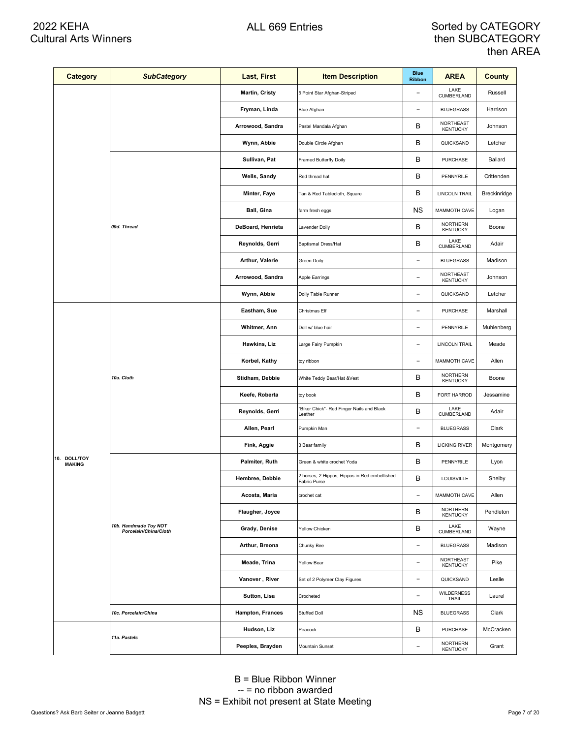# 2022 KEHA Cultural Arts Winners

ALL 669 Entries

Sorted by CATEGORY then SUBCATEGORY then AREA

| Category | SubCategory | Last, First | Item Description | Blue Ribbon | AREA | County |
|---|---|---|---|---|---|---|
| | | Martin, Cristy | 5 Point Star Afghan-Striped | – | LAKE CUMBERLAND | Russell |
| | | Fryman, Linda | Blue Afghan | – | BLUEGRASS | Harrison |
| | | Arrowood, Sandra | Pastel Mandala Afghan | B | NORTHEAST KENTUCKY | Johnson |
| | | Wynn, Abbie | Double Circle Afghan | B | QUICKSAND | Letcher |
| | 09d. Thread | Sullivan, Pat | Framed Butterfly Doily | B | PURCHASE | Ballard |
| | 09d. Thread | Wells, Sandy | Red thread hat | B | PENNYRILE | Crittenden |
| | 09d. Thread | Minter, Faye | Tan & Red Tablecloth, Square | B | LINCOLN TRAIL | Breckinridge |
| | 09d. Thread | Ball, Gina | farm fresh eggs | NS | MAMMOTH CAVE | Logan |
| | 09d. Thread | DeBoard, Henrieta | Lavender Doily | B | NORTHERN KENTUCKY | Boone |
| | 09d. Thread | Reynolds, Gerri | Baptismal Dress/Hat | B | LAKE CUMBERLAND | Adair |
| | 09d. Thread | Arthur, Valerie | Green Doily | – | BLUEGRASS | Madison |
| | 09d. Thread | Arrowood, Sandra | Apple Earrings | – | NORTHEAST KENTUCKY | Johnson |
| | 09d. Thread | Wynn, Abbie | Doily Table Runner | – | QUICKSAND | Letcher |
| 10. DOLL/TOY MAKING | 10a. Cloth | Eastham, Sue | Christmas Elf | – | PURCHASE | Marshall |
| 10. DOLL/TOY MAKING | 10a. Cloth | Whitmer, Ann | Doll w/ blue hair | – | PENNYRILE | Muhlenberg |
| 10. DOLL/TOY MAKING | 10a. Cloth | Hawkins, Liz | Large Fairy Pumpkin | – | LINCOLN TRAIL | Meade |
| 10. DOLL/TOY MAKING | 10a. Cloth | Korbel, Kathy | toy ribbon | – | MAMMOTH CAVE | Allen |
| 10. DOLL/TOY MAKING | 10a. Cloth | Stidham, Debbie | White Teddy Bear/Hat &Vest | B | NORTHERN KENTUCKY | Boone |
| 10. DOLL/TOY MAKING | 10a. Cloth | Keefe, Roberta | toy book | B | FORT HARROD | Jessamine |
| 10. DOLL/TOY MAKING | 10a. Cloth | Reynolds, Gerri | "Biker Chick"- Red Finger Nails and Black Leather | B | LAKE CUMBERLAND | Adair |
| 10. DOLL/TOY MAKING | 10a. Cloth | Allen, Pearl | Pumpkin Man | – | BLUEGRASS | Clark |
| 10. DOLL/TOY MAKING | 10a. Cloth | Fink, Aggie | 3 Bear family | B | LICKING RIVER | Montgomery |
| 10. DOLL/TOY MAKING | 10b. Handmade Toy NOT Porcelain/China/Cloth | Palmiter, Ruth | Green & white crochet Yoda | B | PENNYRILE | Lyon |
| 10. DOLL/TOY MAKING | 10b. Handmade Toy NOT Porcelain/China/Cloth | Hembree, Debbie | 2 horses, 2 Hippos, Hippos in Red embellished Fabric Purse | B | LOUISVILLE | Shelby |
| 10. DOLL/TOY MAKING | 10b. Handmade Toy NOT Porcelain/China/Cloth | Acosta, Maria | crochet cat | – | MAMMOTH CAVE | Allen |
| 10. DOLL/TOY MAKING | 10b. Handmade Toy NOT Porcelain/China/Cloth | Flaugher, Joyce | | B | NORTHERN KENTUCKY | Pendleton |
| 10. DOLL/TOY MAKING | 10b. Handmade Toy NOT Porcelain/China/Cloth | Grady, Denise | Yellow Chicken | B | LAKE CUMBERLAND | Wayne |
| 10. DOLL/TOY MAKING | 10b. Handmade Toy NOT Porcelain/China/Cloth | Arthur, Breona | Chunky Bee | – | BLUEGRASS | Madison |
| 10. DOLL/TOY MAKING | 10b. Handmade Toy NOT Porcelain/China/Cloth | Meade, Trina | Yellow Bear | – | NORTHEAST KENTUCKY | Pike |
| 10. DOLL/TOY MAKING | 10b. Handmade Toy NOT Porcelain/China/Cloth | Vanover , River | Set of 2 Polymer Clay Figures | – | QUICKSAND | Leslie |
| 10. DOLL/TOY MAKING | 10b. Handmade Toy NOT Porcelain/China/Cloth | Sutton, Lisa | Crocheted | – | WILDERNESS TRAIL | Laurel |
| 10. DOLL/TOY MAKING | 10c. Porcelain/China | Hampton, Frances | Stuffed Doll | NS | BLUEGRASS | Clark |
| | 11a. Pastels | Hudson, Liz | Peacock | B | PURCHASE | McCracken |
| | 11a. Pastels | Peeples, Brayden | Mountain Sunset | – | NORTHERN KENTUCKY | Grant |

B = Blue Ribbon Winner
-- = no ribbon awarded
NS = Exhibit not present at State Meeting

Questions? Ask Barb Seiter or Jeanne Badgett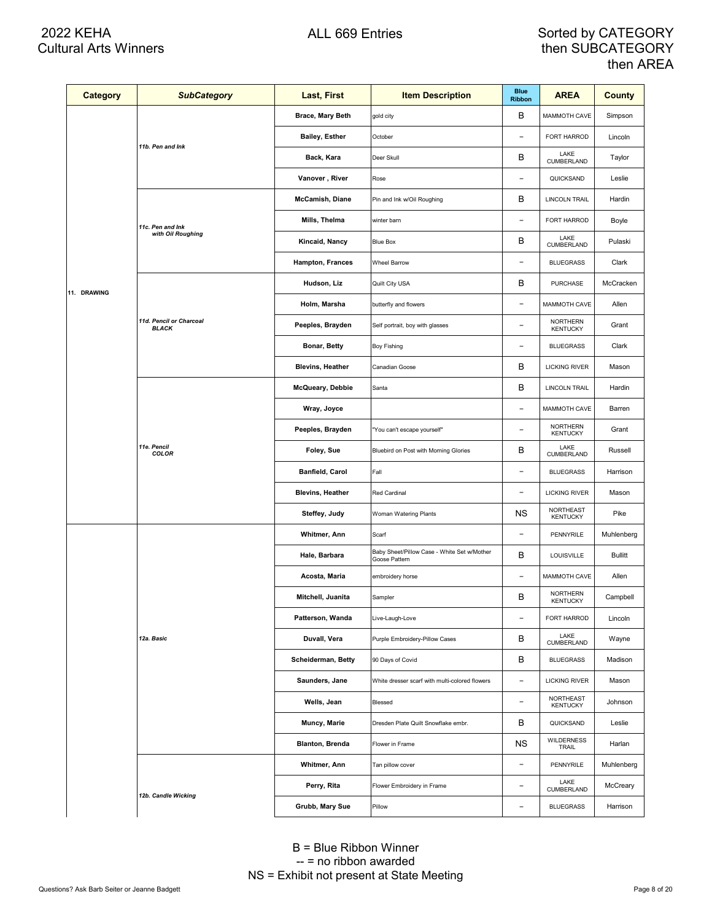# 2022 KEHA Cultural Arts Winners

ALL 669 Entries

Sorted by CATEGORY then SUBCATEGORY then AREA

| Category | SubCategory | Last, First | Item Description | Blue Ribbon | AREA | County |
|---|---|---|---|---|---|---|
| 11. DRAWING | 11b. Pen and Ink | Brace, Mary Beth | gold city | B | MAMMOTH CAVE | Simpson |
| | | Bailey, Esther | October | -- | FORT HARROD | Lincoln |
| | | Back, Kara | Deer Skull | B | LAKE CUMBERLAND | Taylor |
| | | Vanover , River | Rose | -- | QUICKSAND | Leslie |
| | 11c. Pen and Ink with Oil Roughing | McCamish, Diane | Pin and Ink w/Oil Roughing | B | LINCOLN TRAIL | Hardin |
| | | Mills, Thelma | winter barn | -- | FORT HARROD | Boyle |
| | | Kincaid, Nancy | Blue Box | B | LAKE CUMBERLAND | Pulaski |
| | | Hampton, Frances | Wheel Barrow | -- | BLUEGRASS | Clark |
| | 11d. Pencil or Charcoal BLACK | Hudson, Liz | Quilt City USA | B | PURCHASE | McCracken |
| | | Holm, Marsha | butterfly and flowers | -- | MAMMOTH CAVE | Allen |
| | | Peeples, Brayden | Self portrait, boy with glasses | -- | NORTHERN KENTUCKY | Grant |
| | | Bonar, Betty | Boy Fishing | -- | BLUEGRASS | Clark |
| | | Blevins, Heather | Canadian Goose | B | LICKING RIVER | Mason |
| | 11e. Pencil COLOR | McQueary, Debbie | Santa | B | LINCOLN TRAIL | Hardin |
| | | Wray, Joyce | | -- | MAMMOTH CAVE | Barren |
| | | Peeples, Brayden | "You can't escape yourself" | -- | NORTHERN KENTUCKY | Grant |
| | | Foley, Sue | Bluebird on Post with Morning Glories | B | LAKE CUMBERLAND | Russell |
| | | Banfield, Carol | Fall | -- | BLUEGRASS | Harrison |
| | | Blevins, Heather | Red Cardinal | -- | LICKING RIVER | Mason |
| | | Steffey, Judy | Woman Watering Plants | NS | NORTHEAST KENTUCKY | Pike |
| | 12a. Basic | Whitmer, Ann | Scarf | -- | PENNYRILE | Muhlenberg |
| | | Hale, Barbara | Baby Sheet/Pillow Case - White Set w/Mother Goose Pattern | B | LOUISVILLE | Bullitt |
| | | Acosta, Maria | embroidery horse | -- | MAMMOTH CAVE | Allen |
| | | Mitchell, Juanita | Sampler | B | NORTHERN KENTUCKY | Campbell |
| | | Patterson, Wanda | Live-Laugh-Love | -- | FORT HARROD | Lincoln |
| | | Duvall, Vera | Purple Embroidery-Pillow Cases | B | LAKE CUMBERLAND | Wayne |
| | | Scheiderman, Betty | 90 Days of Covid | B | BLUEGRASS | Madison |
| | | Saunders, Jane | White dresser scarf with multi-colored flowers | -- | LICKING RIVER | Mason |
| | | Wells, Jean | Blessed | -- | NORTHEAST KENTUCKY | Johnson |
| | | Muncy, Marie | Dresden Plate Quilt Snowflake embr. | B | QUICKSAND | Leslie |
| | | Blanton, Brenda | Flower in Frame | NS | WILDERNESS TRAIL | Harlan |
| | 12b. Candle Wicking | Whitmer, Ann | Tan pillow cover | -- | PENNYRILE | Muhlenberg |
| | | Perry, Rita | Flower Embroidery in Frame | -- | LAKE CUMBERLAND | McCreary |
| | | Grubb, Mary Sue | Pillow | -- | BLUEGRASS | Harrison |

B = Blue Ribbon Winner
-- = no ribbon awarded
NS = Exhibit not present at State Meeting

Questions? Ask Barb Seiter or Jeanne Badgett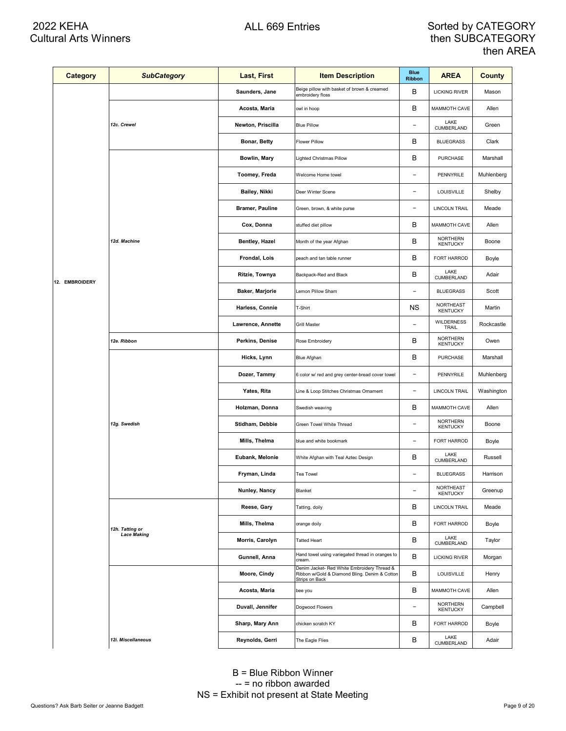# 2022 KEHA Cultural Arts Winners

ALL 669 Entries

Sorted by CATEGORY then SUBCATEGORY then AREA

| Category | SubCategory | Last, First | Item Description | Blue Ribbon | AREA | County |
|---|---|---|---|---|---|---|
| 12. EMBROIDERY | | Saunders, Jane | Beige pillow with basket of brown & creamed embroidery floss | B | LICKING RIVER | Mason |
| | 12c. Crewel | Acosta, Maria | owl in hoop | B | MAMMOTH CAVE | Allen |
| | | Newton, Priscilla | Blue Pillow | – | LAKE CUMBERLAND | Green |
| | | Bonar, Betty | Flower Pillow | B | BLUEGRASS | Clark |
| | 12d. Machine | Bowlin, Mary | Lighted Christmas Pillow | B | PURCHASE | Marshall |
| | | Toomey, Freda | Welcome Home towel | – | PENNYRILE | Muhlenberg |
| | | Bailey, Nikki | Deer Winter Scene | – | LOUISVILLE | Shelby |
| | | Bramer, Pauline | Green, brown, & white purse | – | LINCOLN TRAIL | Meade |
| | | Cox, Donna | stuffed diet pillow | B | MAMMOTH CAVE | Allen |
| | | Bentley, Hazel | Month of the year Afghan | B | NORTHERN KENTUCKY | Boone |
| | | Frondal, Lois | peach and tan table runner | B | FORT HARROD | Boyle |
| | | Ritzie, Townya | Backpack-Red and Black | B | LAKE CUMBERLAND | Adair |
| | | Baker, Marjorie | Lemon Pillow Sham | – | BLUEGRASS | Scott |
| | | Harless, Connie | T-Shirt | NS | NORTHEAST KENTUCKY | Martin |
| | | Lawrence, Annette | Grill Master | – | WILDERNESS TRAIL | Rockcastle |
| | 12e. Ribbon | Perkins, Denise | Rose Embroidery | B | NORTHERN KENTUCKY | Owen |
| | 12g. Swedish | Hicks, Lynn | Blue Afghan | B | PURCHASE | Marshall |
| | | Dozer, Tammy | 6 color w/ red and grey center-bread cover towel | – | PENNYRILE | Muhlenberg |
| | | Yates, Rita | Line & Loop Stitches Christmas Ornament | – | LINCOLN TRAIL | Washington |
| | | Holzman, Donna | Swedish weaving | B | MAMMOTH CAVE | Allen |
| | | Stidham, Debbie | Green Towel White Thread | – | NORTHERN KENTUCKY | Boone |
| | | Mills, Thelma | blue and white bookmark | – | FORT HARROD | Boyle |
| | | Eubank, Melonie | White Afghan with Teal Aztec Design | B | LAKE CUMBERLAND | Russell |
| | | Fryman, Linda | Tea Towel | – | BLUEGRASS | Harrison |
| | | Nunley, Nancy | Blanket | – | NORTHEAST KENTUCKY | Greenup |
| | 12h. Tatting or Lace Making | Reese, Gary | Tatting, doily | B | LINCOLN TRAIL | Meade |
| | | Mills, Thelma | orange doily | B | FORT HARROD | Boyle |
| | | Morris, Carolyn | Tatted Heart | B | LAKE CUMBERLAND | Taylor |
| | | Gunnell, Anna | Hand towel using variegated thread in oranges to cream. | B | LICKING RIVER | Morgan |
| | 12i. Miscellaneous | Moore, Cindy | Denim Jacket- Red White Embroidery Thread & Ribbon w/Gold & Diamond Bling. Denim & Cotton Strips on Back | B | LOUISVILLE | Henry |
| | | Acosta, Maria | bee you | B | MAMMOTH CAVE | Allen |
| | | Duvall, Jennifer | Dogwood Flowers | – | NORTHERN KENTUCKY | Campbell |
| | | Sharp, Mary Ann | chicken scratch KY | B | FORT HARROD | Boyle |
| | | Reynolds, Gerri | The Eagle Flies | B | LAKE CUMBERLAND | Adair |

B = Blue Ribbon Winner
-- = no ribbon awarded
NS = Exhibit not present at State Meeting

Questions? Ask Barb Seiter or Jeanne Badgett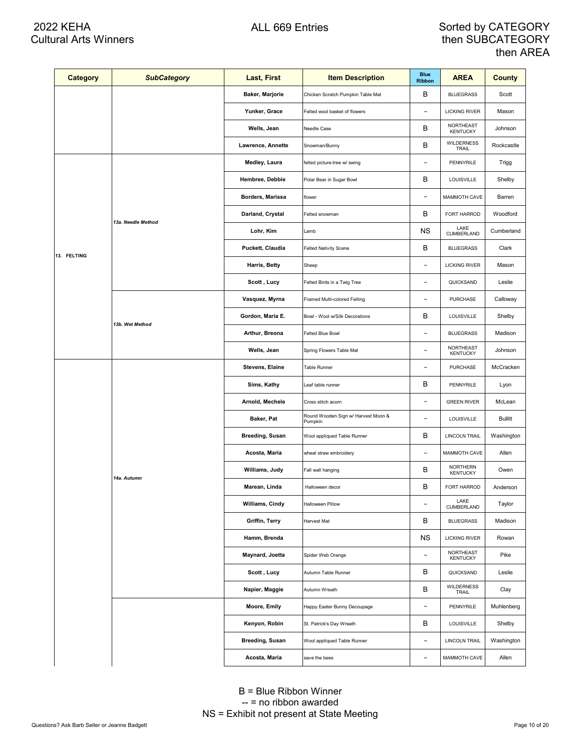# 2022 KEHA Cultural Arts Winners

ALL 669 Entries

Sorted by CATEGORY then SUBCATEGORY then AREA

| Category | SubCategory | Last, First | Item Description | Blue Ribbon | AREA | County |
|---|---|---|---|---|---|---|
| | | Baker, Marjorie | Chicken Scratch Pumpkin Table Mat | B | BLUEGRASS | Scott |
| | | Yunker, Grace | Felted wool basket of flowers | -- | LICKING RIVER | Mason |
| | | Wells, Jean | Needle Case | B | NORTHEAST KENTUCKY | Johnson |
| | | Lawrence, Annette | Snowman/Bunny | B | WILDERNESS TRAIL | Rockcastle |
| 13. FELTING | 13a. Needle Method | Medley, Laura | felted picture-tree w/ swing | -- | PENNYRILE | Trigg |
| | | Hembree, Debbie | Polar Bear in Sugar Bowl | B | LOUISVILLE | Shelby |
| | | Borders, Marissa | flower | -- | MAMMOTH CAVE | Barren |
| | | Darland, Crystal | Felted snowman | B | FORT HARROD | Woodford |
| | | Lohr, Kim | Lamb | NS | LAKE CUMBERLAND | Cumberland |
| | | Puckett, Claudia | Felted Nativity Scene | B | BLUEGRASS | Clark |
| | | Harris, Betty | Sheep | -- | LICKING RIVER | Mason |
| | | Scott , Lucy | Felted Birds in a Twig Tree | -- | QUICKSAND | Leslie |
| | 13b. Wet Method | Vasquez, Myrna | Framed Multi-colored Felting | -- | PURCHASE | Calloway |
| | | Gordon, Maria E. | Bowl - Wool w/Silk Decorations | B | LOUISVILLE | Shelby |
| | | Arthur, Breona | Felted Blue Bowl | -- | BLUEGRASS | Madison |
| | | Wells, Jean | Spring Flowers Table Mat | -- | NORTHEAST KENTUCKY | Johnson |
| | 14a. Autumn | Stevens, Elaine | Table Runner | -- | PURCHASE | McCracken |
| | | Sims, Kathy | Leaf table runner | B | PENNYRILE | Lyon |
| | | Arnold, Mechele | Cross stitch acorn | -- | GREEN RIVER | McLean |
| | | Baker, Pat | Round Wooden Sign w/ Harvest Moon & Pumpkin | -- | LOUISVILLE | Bullitt |
| | | Breeding, Susan | Wool appliqued Table Runner | B | LINCOLN TRAIL | Washington |
| | | Acosta, Maria | wheat straw embroidery | -- | MAMMOTH CAVE | Allen |
| | | Williams, Judy | Fall wall hanging | B | NORTHERN KENTUCKY | Owen |
| | | Marean, Linda | Halloween decor | B | FORT HARROD | Anderson |
| | | Williams, Cindy | Halloween Pillow | -- | LAKE CUMBERLAND | Taylor |
| | | Griffin, Terry | Harvest Mat | B | BLUEGRASS | Madison |
| | | Hamm, Brenda | | NS | LICKING RIVER | Rowan |
| | | Maynard, Joetta | Spider Web Orange | -- | NORTHEAST KENTUCKY | Pike |
| | | Scott , Lucy | Autumn Table Runner | B | QUICKSAND | Leslie |
| | | Napier, Maggie | Autumn Wreath | B | WILDERNESS TRAIL | Clay |
| | | Moore, Emily | Happy Easter Bunny Decoupage | -- | PENNYRILE | Muhlenberg |
| | | Kenyon, Robin | St. Patrick's Day Wreath | B | LOUISVILLE | Shelby |
| | | Breeding, Susan | Wool appliqued Table Runner | -- | LINCOLN TRAIL | Washington |
| | | Acosta, Maria | save the bees | -- | MAMMOTH CAVE | Allen |

B = Blue Ribbon Winner
-- = no ribbon awarded
NS = Exhibit not present at State Meeting

Questions? Ask Barb Seiter or Jeanne Badgett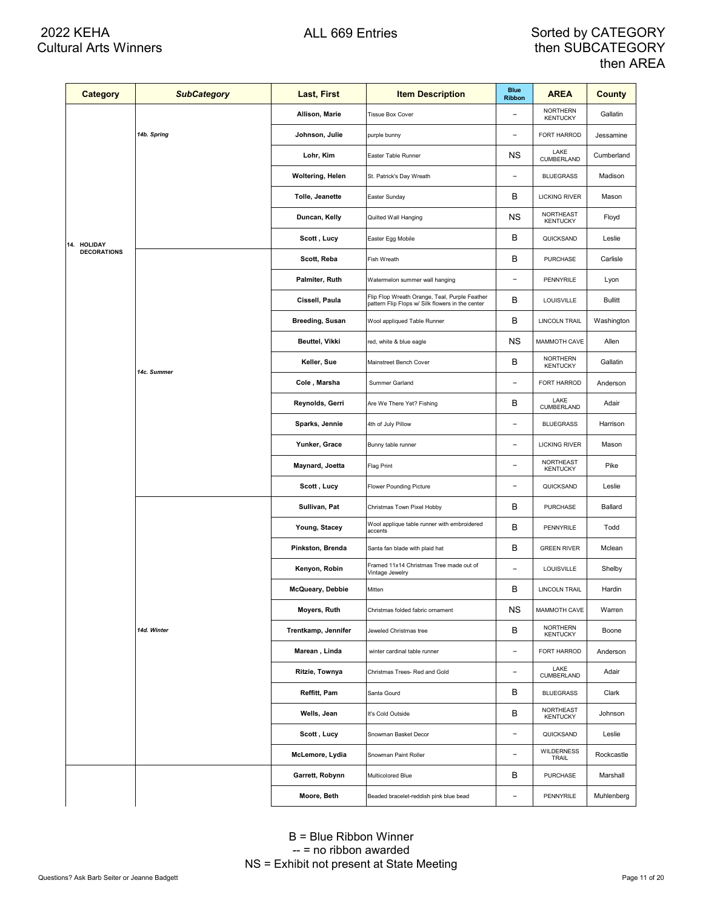2022 KEHA
Cultural Arts Winners

ALL 669 Entries

Sorted by CATEGORY then SUBCATEGORY then AREA

| Category | SubCategory | Last, First | Item Description | Blue Ribbon | AREA | County |
|---|---|---|---|---|---|---|
| 14. HOLIDAY DECORATIONS | 14b. Spring | Allison, Marie | Tissue Box Cover | -- | NORTHERN KENTUCKY | Gallatin |
| | | Johnson, Julie | purple bunny | -- | FORT HARROD | Jessamine |
| | | Lohr, Kim | Easter Table Runner | NS | LAKE CUMBERLAND | Cumberland |
| | | Woltering, Helen | St. Patrick's Day Wreath | -- | BLUEGRASS | Madison |
| | | Tolle, Jeanette | Easter Sunday | B | LICKING RIVER | Mason |
| | | Duncan, Kelly | Quilted Wall Hanging | NS | NORTHEAST KENTUCKY | Floyd |
| | | Scott , Lucy | Easter Egg Mobile | B | QUICKSAND | Leslie |
| | 14c. Summer | Scott, Reba | Fish Wreath | B | PURCHASE | Carlisle |
| | | Palmiter, Ruth | Watermelon summer wall hanging | -- | PENNYRILE | Lyon |
| | | Cissell, Paula | Flip Flop Wreath Orange, Teal, Purple Feather pattern Flip Flops w/ Silk flowers in the center | B | LOUISVILLE | Bullitt |
| | | Breeding, Susan | Wool appliqued Table Runner | B | LINCOLN TRAIL | Washington |
| | | Beuttel, Vikki | red, white & blue eagle | NS | MAMMOTH CAVE | Allen |
| | | Keller, Sue | Mainstreet Bench Cover | B | NORTHERN KENTUCKY | Gallatin |
| | | Cole , Marsha | Summer Garland | -- | FORT HARROD | Anderson |
| | | Reynolds, Gerri | Are We There Yet? Fishing | B | LAKE CUMBERLAND | Adair |
| | | Sparks, Jennie | 4th of July Pillow | -- | BLUEGRASS | Harrison |
| | | Yunker, Grace | Bunny table runner | -- | LICKING RIVER | Mason |
| | | Maynard, Joetta | Flag Print | -- | NORTHEAST KENTUCKY | Pike |
| | | Scott , Lucy | Flower Pounding Picture | -- | QUICKSAND | Leslie |
| | 14d. Winter | Sullivan, Pat | Christmas Town Pixel Hobby | B | PURCHASE | Ballard |
| | | Young, Stacey | Wool applique table runner with embroidered accents | B | PENNYRILE | Todd |
| | | Pinkston, Brenda | Santa fan blade with plaid hat | B | GREEN RIVER | Mclean |
| | | Kenyon, Robin | Framed 11x14 Christmas Tree made out of Vintage Jewelry | -- | LOUISVILLE | Shelby |
| | | McQueary, Debbie | Mitten | B | LINCOLN TRAIL | Hardin |
| | | Moyers, Ruth | Christmas folded fabric ornament | NS | MAMMOTH CAVE | Warren |
| | | Trentkamp, Jennifer | Jeweled Christmas tree | B | NORTHERN KENTUCKY | Boone |
| | | Marean , Linda | winter cardinal table runner | -- | FORT HARROD | Anderson |
| | | Ritzie, Townya | Christmas Trees- Red and Gold | -- | LAKE CUMBERLAND | Adair |
| | | Reffitt, Pam | Santa Gourd | B | BLUEGRASS | Clark |
| | | Wells, Jean | It's Cold Outside | B | NORTHEAST KENTUCKY | Johnson |
| | | Scott , Lucy | Snowman Basket Decor | -- | QUICKSAND | Leslie |
| | | McLemore, Lydia | Snowman Paint Roller | -- | WILDERNESS TRAIL | Rockcastle |
| | | Garrett, Robynn | Multicolored Blue | B | PURCHASE | Marshall |
| | | Moore, Beth | Beaded bracelet-reddish pink blue bead | -- | PENNYRILE | Muhlenberg |

B = Blue Ribbon Winner
-- = no ribbon awarded
NS = Exhibit not present at State Meeting

Questions? Ask Barb Seiter or Jeanne Badgett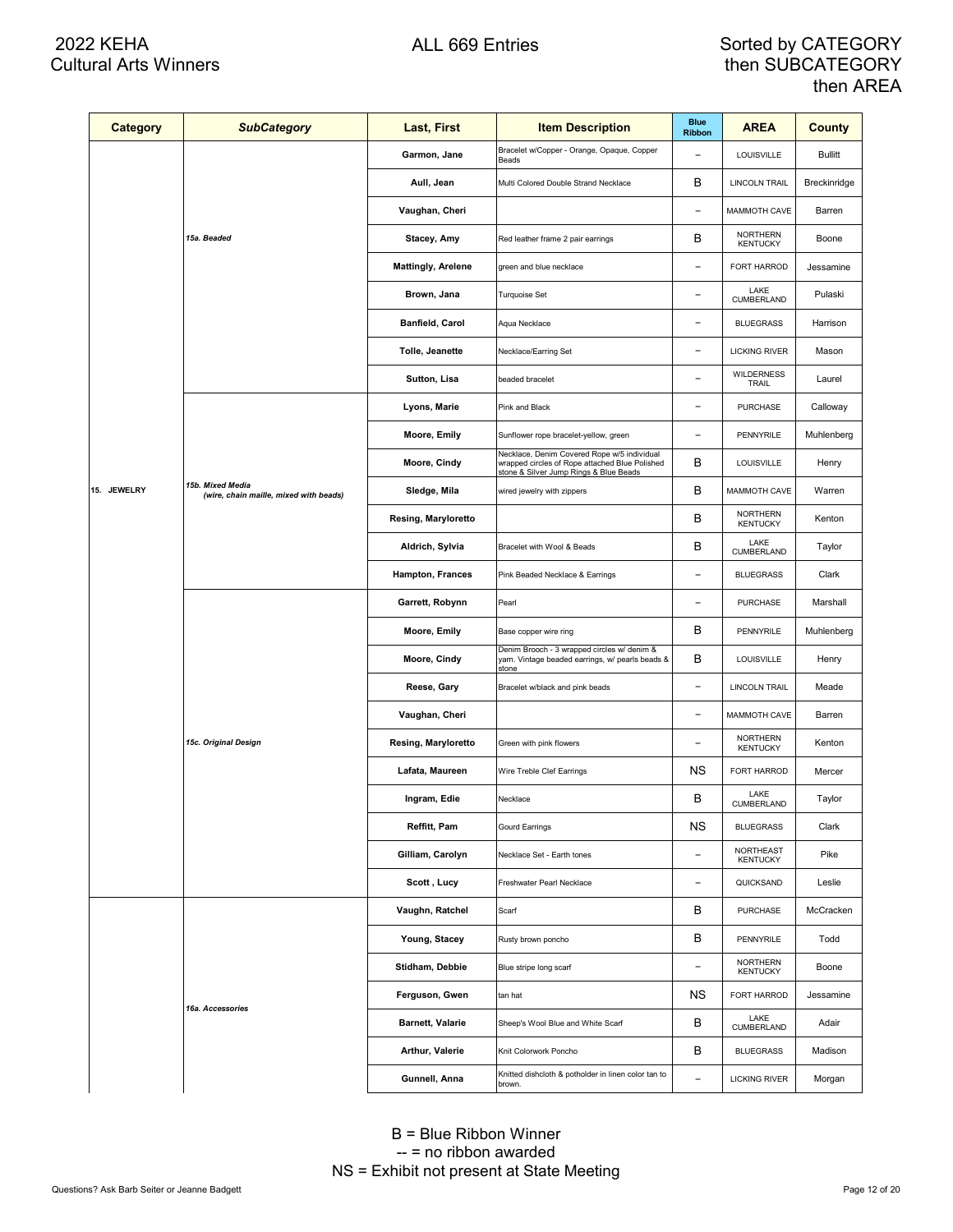2022 KEHA Cultural Arts Winners

ALL 669 Entries

Sorted by CATEGORY then SUBCATEGORY then AREA

| Category | SubCategory | Last, First | Item Description | Blue Ribbon | AREA | County |
|---|---|---|---|---|---|---|
| 15. JEWELRY | 15a. Beaded | Garmon, Jane | Bracelet w/Copper - Orange, Opaque, Copper Beads | -- | LOUISVILLE | Bullitt |
| | | Aull, Jean | Multi Colored Double Strand Necklace | B | LINCOLN TRAIL | Breckinridge |
| | | Vaughan, Cheri | | -- | MAMMOTH CAVE | Barren |
| | | Stacey, Amy | Red leather frame 2 pair earrings | B | NORTHERN KENTUCKY | Boone |
| | | Mattingly, Arelene | green and blue necklace | -- | FORT HARROD | Jessamine |
| | | Brown, Jana | Turquoise Set | -- | LAKE CUMBERLAND | Pulaski |
| | | Banfield, Carol | Aqua Necklace | -- | BLUEGRASS | Harrison |
| | | Tolle, Jeanette | Necklace/Earring Set | -- | LICKING RIVER | Mason |
| | | Sutton, Lisa | beaded bracelet | -- | WILDERNESS TRAIL | Laurel |
| | 15b. Mixed Media (wire, chain maille, mixed with beads) | Lyons, Marie | Pink and Black | -- | PURCHASE | Calloway |
| | | Moore, Emily | Sunflower rope bracelet-yellow, green | -- | PENNYRILE | Muhlenberg |
| | | Moore, Cindy | Necklace, Denim Covered Rope w/5 individual wrapped circles of Rope attached Blue Polished stone & Silver Jump Rings & Blue Beads | B | LOUISVILLE | Henry |
| | | Sledge, Mila | wired jewelry with zippers | B | MAMMOTH CAVE | Warren |
| | | Resing, Maryloretto | | B | NORTHERN KENTUCKY | Kenton |
| | | Aldrich, Sylvia | Bracelet with Wool & Beads | B | LAKE CUMBERLAND | Taylor |
| | | Hampton, Frances | Pink Beaded Necklace & Earrings | -- | BLUEGRASS | Clark |
| | 15c. Original Design | Garrett, Robynn | Pearl | -- | PURCHASE | Marshall |
| | | Moore, Emily | Base copper wire ring | B | PENNYRILE | Muhlenberg |
| | | Moore, Cindy | Denim Brooch - 3 wrapped circles w/ denim & yarn. Vintage beaded earrings, w/ pearls beads & stone | B | LOUISVILLE | Henry |
| | | Reese, Gary | Bracelet w/black and pink beads | -- | LINCOLN TRAIL | Meade |
| | | Vaughan, Cheri | | -- | MAMMOTH CAVE | Barren |
| | | Resing, Maryloretto | Green with pink flowers | -- | NORTHERN KENTUCKY | Kenton |
| | | Lafata, Maureen | Wire Treble Clef Earrings | NS | FORT HARROD | Mercer |
| | | Ingram, Edie | Necklace | B | LAKE CUMBERLAND | Taylor |
| | | Reffitt, Pam | Gourd Earrings | NS | BLUEGRASS | Clark |
| | | Gilliam, Carolyn | Necklace Set - Earth tones | -- | NORTHEAST KENTUCKY | Pike |
| | | Scott , Lucy | Freshwater Pearl Necklace | -- | QUICKSAND | Leslie |
| | 16a. Accessories | Vaughn, Ratchel | Scarf | B | PURCHASE | McCracken |
| | | Young, Stacey | Rusty brown poncho | B | PENNYRILE | Todd |
| | | Stidham, Debbie | Blue stripe long scarf | -- | NORTHERN KENTUCKY | Boone |
| | | Ferguson, Gwen | tan hat | NS | FORT HARROD | Jessamine |
| | | Barnett, Valarie | Sheep's Wool Blue and White Scarf | B | LAKE CUMBERLAND | Adair |
| | | Arthur, Valerie | Knit Colorwork Poncho | B | BLUEGRASS | Madison |
| | | Gunnell, Anna | Knitted dishcloth & potholder in linen color tan to brown. | -- | LICKING RIVER | Morgan |

B = Blue Ribbon Winner
-- = no ribbon awarded
NS = Exhibit not present at State Meeting

Questions? Ask Barb Seiter or Jeanne Badgett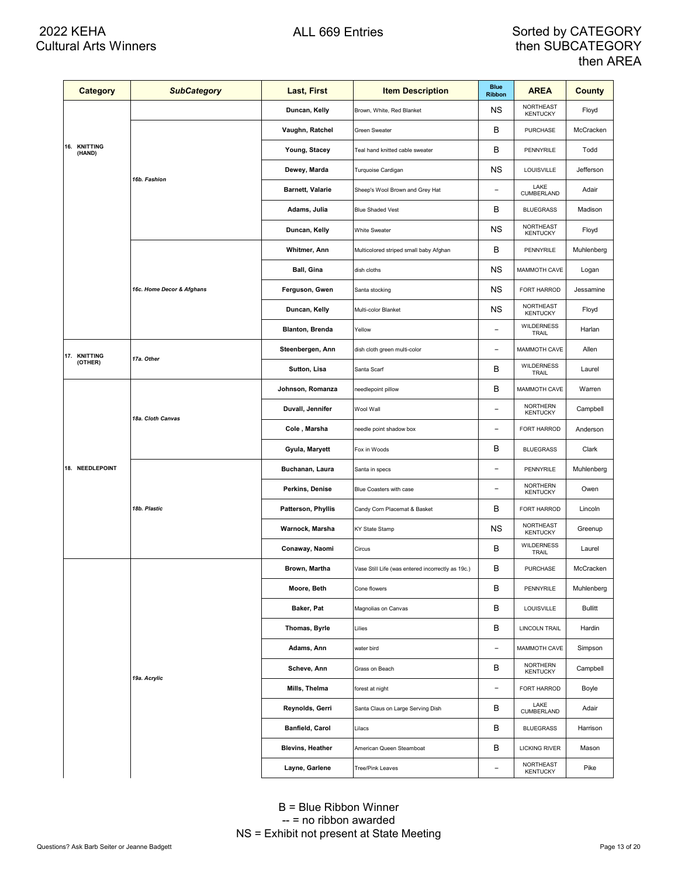# 2022 KEHA Cultural Arts Winners

ALL 669 Entries

Sorted by CATEGORY then SUBCATEGORY then AREA

| Category | SubCategory | Last, First | Item Description | Blue Ribbon | AREA | County |
|---|---|---|---|---|---|---|
| 16. KNITTING (HAND) | | Duncan, Kelly | Brown, White, Red Blanket | NS | NORTHEAST KENTUCKY | Floyd |
| | 16b. Fashion | Vaughn, Ratchel | Green Sweater | B | PURCHASE | McCracken |
| | | Young, Stacey | Teal hand knitted cable sweater | B | PENNYRILE | Todd |
| | | Dewey, Marda | Turquoise Cardigan | NS | LOUISVILLE | Jefferson |
| | | Barnett, Valarie | Sheep's Wool Brown and Grey Hat | -- | LAKE CUMBERLAND | Adair |
| | | Adams, Julia | Blue Shaded Vest | B | BLUEGRASS | Madison |
| | | Duncan, Kelly | White Sweater | NS | NORTHEAST KENTUCKY | Floyd |
| | 16c. Home Decor & Afghans | Whitmer, Ann | Multicolored striped small baby Afghan | B | PENNYRILE | Muhlenberg |
| | | Ball, Gina | dish cloths | NS | MAMMOTH CAVE | Logan |
| | | Ferguson, Gwen | Santa stocking | NS | FORT HARROD | Jessamine |
| | | Duncan, Kelly | Multi-color Blanket | NS | NORTHEAST KENTUCKY | Floyd |
| | | Blanton, Brenda | Yellow | -- | WILDERNESS TRAIL | Harlan |
| 17. KNITTING (OTHER) | 17a. Other | Steenbergen, Ann | dish cloth green multi-color | -- | MAMMOTH CAVE | Allen |
| | | Sutton, Lisa | Santa Scarf | B | WILDERNESS TRAIL | Laurel |
| 18. NEEDLEPOINT | 18a. Cloth Canvas | Johnson, Romanza | needlepoint pillow | B | MAMMOTH CAVE | Warren |
| | | Duvall, Jennifer | Wool Wall | -- | NORTHERN KENTUCKY | Campbell |
| | | Cole , Marsha | needle point shadow box | -- | FORT HARROD | Anderson |
| | | Gyula, Maryett | Fox in Woods | B | BLUEGRASS | Clark |
| | 18b. Plastic | Buchanan, Laura | Santa in specs | -- | PENNYRILE | Muhlenberg |
| | | Perkins, Denise | Blue Coasters with case | -- | NORTHERN KENTUCKY | Owen |
| | | Patterson, Phyllis | Candy Corn Placemat & Basket | B | FORT HARROD | Lincoln |
| | | Warnock, Marsha | KY State Stamp | NS | NORTHEAST KENTUCKY | Greenup |
| | | Conaway, Naomi | Circus | B | WILDERNESS TRAIL | Laurel |
| | 19a. Acrylic | Brown, Martha | Vase Still Life (was entered incorrectly as 19c.) | B | PURCHASE | McCracken |
| | | Moore, Beth | Cone flowers | B | PENNYRILE | Muhlenberg |
| | | Baker, Pat | Magnolias on Canvas | B | LOUISVILLE | Bullitt |
| | | Thomas, Byrle | Lilies | B | LINCOLN TRAIL | Hardin |
| | | Adams, Ann | water bird | -- | MAMMOTH CAVE | Simpson |
| | | Scheve, Ann | Grass on Beach | B | NORTHERN KENTUCKY | Campbell |
| | | Mills, Thelma | forest at night | -- | FORT HARROD | Boyle |
| | | Reynolds, Gerri | Santa Claus on Large Serving Dish | B | LAKE CUMBERLAND | Adair |
| | | Banfield, Carol | Lilacs | B | BLUEGRASS | Harrison |
| | | Blevins, Heather | American Queen Steamboat | B | LICKING RIVER | Mason |
| | | Layne, Garlene | Tree/Pink Leaves | -- | NORTHEAST KENTUCKY | Pike |

B = Blue Ribbon Winner
-- = no ribbon awarded
NS = Exhibit not present at State Meeting

Questions? Ask Barb Seiter or Jeanne Badgett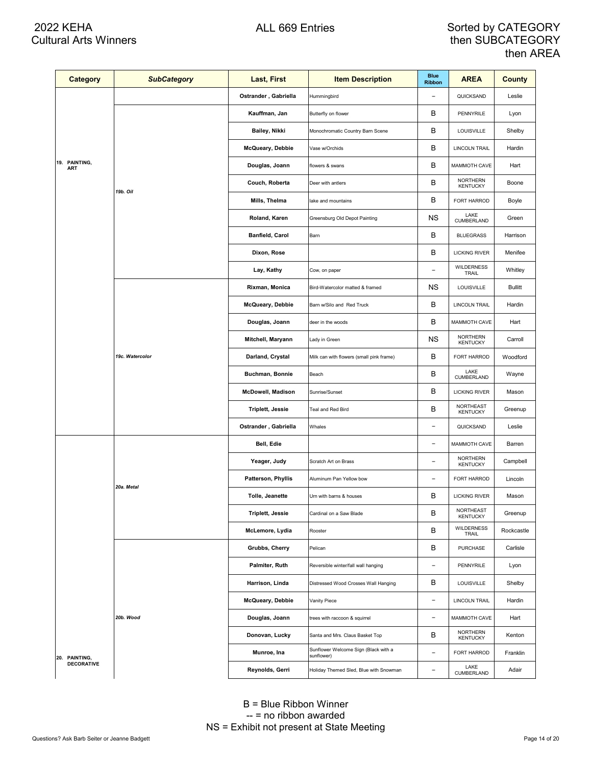# 2022 KEHA Cultural Arts Winners

ALL 669 Entries

Sorted by CATEGORY then SUBCATEGORY then AREA

| Category | SubCategory | Last, First | Item Description | Blue Ribbon | AREA | County |
|---|---|---|---|---|---|---|
| 19. PAINTING, ART | | Ostrander , Gabriella | Hummingbird | – | QUICKSAND | Leslie |
| | 19b. Oil | Kauffman, Jan | Butterfly on flower | B | PENNYRILE | Lyon |
| | | Bailey, Nikki | Monochromatic Country Barn Scene | B | LOUISVILLE | Shelby |
| | | McQueary, Debbie | Vase w/Orchids | B | LINCOLN TRAIL | Hardin |
| | | Douglas, Joann | flowers & swans | B | MAMMOTH CAVE | Hart |
| | | Couch, Roberta | Deer with antlers | B | NORTHERN KENTUCKY | Boone |
| | | Mills, Thelma | lake and mountains | B | FORT HARROD | Boyle |
| | | Roland, Karen | Greensburg Old Depot Painting | NS | LAKE CUMBERLAND | Green |
| | | Banfield, Carol | Barn | B | BLUEGRASS | Harrison |
| | | Dixon, Rose | | B | LICKING RIVER | Menifee |
| | | Lay, Kathy | Cow, on paper | – | WILDERNESS TRAIL | Whitley |
| | 19c. Watercolor | Rixman, Monica | Bird-Watercolor matted & framed | NS | LOUISVILLE | Bullitt |
| | | McQueary, Debbie | Barn w/Silo and Red Truck | B | LINCOLN TRAIL | Hardin |
| | | Douglas, Joann | deer in the woods | B | MAMMOTH CAVE | Hart |
| | | Mitchell, Maryann | Lady in Green | NS | NORTHERN KENTUCKY | Carroll |
| | | Darland, Crystal | Milk can with flowers (small pink frame) | B | FORT HARROD | Woodford |
| | | Buchman, Bonnie | Beach | B | LAKE CUMBERLAND | Wayne |
| | | McDowell, Madison | Sunrise/Sunset | B | LICKING RIVER | Mason |
| | | Triplett, Jessie | Teal and Red Bird | B | NORTHEAST KENTUCKY | Greenup |
| | | Ostrander , Gabriella | Whales | – | QUICKSAND | Leslie |
| 20. PAINTING, DECORATIVE | 20a. Metal | Bell, Edie | | – | MAMMOTH CAVE | Barren |
| | | Yeager, Judy | Scratch Art on Brass | – | NORTHERN KENTUCKY | Campbell |
| | | Patterson, Phyllis | Aluminum Pan Yellow bow | – | FORT HARROD | Lincoln |
| | | Tolle, Jeanette | Urn with barns & houses | B | LICKING RIVER | Mason |
| | | Triplett, Jessie | Cardinal on a Saw Blade | B | NORTHEAST KENTUCKY | Greenup |
| | | McLemore, Lydia | Rooster | B | WILDERNESS TRAIL | Rockcastle |
| | 20b. Wood | Grubbs, Cherry | Pelican | B | PURCHASE | Carlisle |
| | | Palmiter, Ruth | Reversible winter/fall wall hanging | – | PENNYRILE | Lyon |
| | | Harrison, Linda | Distressed Wood Crosses Wall Hanging | B | LOUISVILLE | Shelby |
| | | McQueary, Debbie | Vanity Piece | – | LINCOLN TRAIL | Hardin |
| | | Douglas, Joann | trees with raccoon & squirrel | – | MAMMOTH CAVE | Hart |
| | | Donovan, Lucky | Santa and Mrs. Claus Basket Top | B | NORTHERN KENTUCKY | Kenton |
| | | Munroe, Ina | Sunflower Welcome Sign (Black with a sunflower) | – | FORT HARROD | Franklin |
| | | Reynolds, Gerri | Holiday Themed Sled, Blue with Snowman | – | LAKE CUMBERLAND | Adair |

B = Blue Ribbon Winner
-- = no ribbon awarded
NS = Exhibit not present at State Meeting

Questions? Ask Barb Seiter or Jeanne Badgett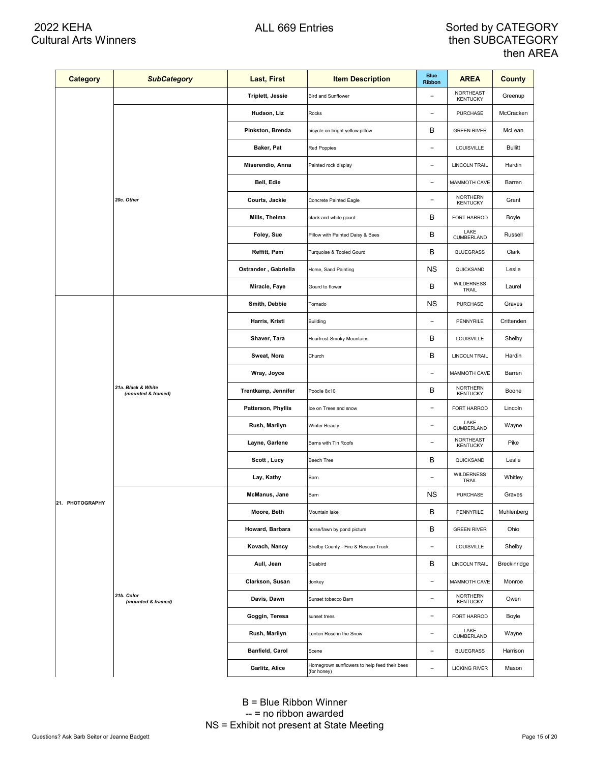# 2022 KEHA Cultural Arts Winners

## ALL 669 Entries

Sorted by CATEGORY then SUBCATEGORY then AREA

| Category | SubCategory | Last, First | Item Description | Blue Ribbon | AREA | County |
|---|---|---|---|---|---|---|
| | | Triplett, Jessie | Bird and Sunflower | -- | NORTHEAST KENTUCKY | Greenup |
| | *20c. Other* | Hudson, Liz | Rocks | -- | PURCHASE | McCracken |
| | | Pinkston, Brenda | bicycle on bright yellow pillow | B | GREEN RIVER | McLean |
| | | Baker, Pat | Red Poppies | -- | LOUISVILLE | Bullitt |
| | | Miserendio, Anna | Painted rock display | -- | LINCOLN TRAIL | Hardin |
| | | Bell, Edie | | -- | MAMMOTH CAVE | Barren |
| | | Courts, Jackie | Concrete Painted Eagle | -- | NORTHERN KENTUCKY | Grant |
| | | Mills, Thelma | black and white gourd | B | FORT HARROD | Boyle |
| | | Foley, Sue | Pillow with Painted Daisy & Bees | B | LAKE CUMBERLAND | Russell |
| | | Reffitt, Pam | Turquoise & Tooled Gourd | B | BLUEGRASS | Clark |
| | | Ostrander , Gabriella | Horse, Sand Painting | NS | QUICKSAND | Leslie |
| | | Miracle, Faye | Gourd to flower | B | WILDERNESS TRAIL | Laurel |
| 21. PHOTOGRAPHY | *21a. Black & White (mounted & framed)* | Smith, Debbie | Tornado | NS | PURCHASE | Graves |
| | | Harris, Kristi | Building | -- | PENNYRILE | Crittenden |
| | | Shaver, Tara | Hoarfrost-Smoky Mountains | B | LOUISVILLE | Shelby |
| | | Sweat, Nora | Church | B | LINCOLN TRAIL | Hardin |
| | | Wray, Joyce | | -- | MAMMOTH CAVE | Barren |
| | | Trentkamp, Jennifer | Poodle 8x10 | B | NORTHERN KENTUCKY | Boone |
| | | Patterson, Phyllis | Ice on Trees and snow | -- | FORT HARROD | Lincoln |
| | | Rush, Marilyn | Winter Beauty | -- | LAKE CUMBERLAND | Wayne |
| | | Layne, Garlene | Barns with Tin Roofs | -- | NORTHEAST KENTUCKY | Pike |
| | | Scott , Lucy | Beech Tree | B | QUICKSAND | Leslie |
| | | Lay, Kathy | Barn | -- | WILDERNESS TRAIL | Whitley |
| | *21b. Color (mounted & framed)* | McManus, Jane | Barn | NS | PURCHASE | Graves |
| | | Moore, Beth | Mountain lake | B | PENNYRILE | Muhlenberg |
| | | Howard, Barbara | horse/fawn by pond picture | B | GREEN RIVER | Ohio |
| | | Kovach, Nancy | Shelby County - Fire & Rescue Truck | -- | LOUISVILLE | Shelby |
| | | Aull, Jean | Bluebird | B | LINCOLN TRAIL | Breckinridge |
| | | Clarkson, Susan | donkey | -- | MAMMOTH CAVE | Monroe |
| | | Davis, Dawn | Sunset tobacco Barn | -- | NORTHERN KENTUCKY | Owen |
| | | Goggin, Teresa | sunset trees | -- | FORT HARROD | Boyle |
| | | Rush, Marilyn | Lenten Rose in the Snow | -- | LAKE CUMBERLAND | Wayne |
| | | Banfield, Carol | Scene | -- | BLUEGRASS | Harrison |
| | | Garlitz, Alice | Homegrown sunflowers to help feed their bees (for honey) | -- | LICKING RIVER | Mason |

B = Blue Ribbon Winner
-- = no ribbon awarded
NS = Exhibit not present at State Meeting

Questions? Ask Barb Seiter or Jeanne Badgett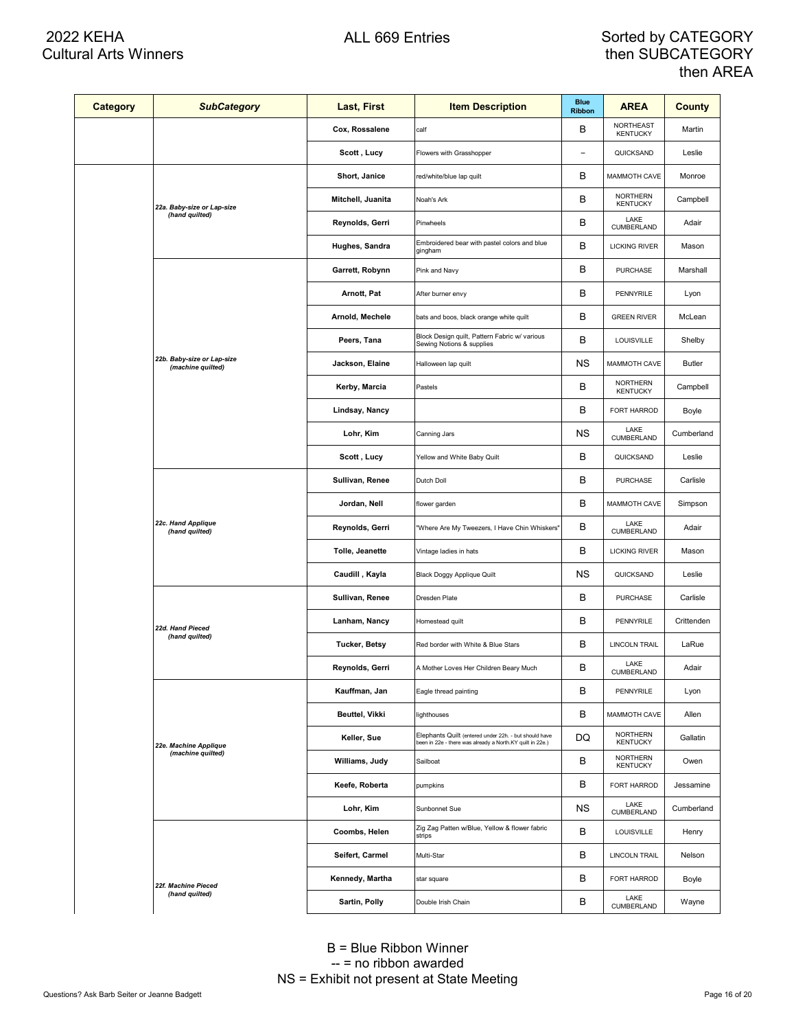2022 KEHA Cultural Arts Winners

ALL 669 Entries

Sorted by CATEGORY then SUBCATEGORY then AREA

| Category | SubCategory | Last, First | Item Description | Blue Ribbon | AREA | County |
|---|---|---|---|---|---|---|
| | | Cox, Rossalene | calf | B | NORTHEAST KENTUCKY | Martin |
| | | Scott , Lucy | Flowers with Grasshopper | -- | QUICKSAND | Leslie |
| | *22a. Baby-size or Lap-size (hand quilted)* | Short, Janice | red/white/blue lap quilt | B | MAMMOTH CAVE | Monroe |
| | | Mitchell, Juanita | Noah's Ark | B | NORTHERN KENTUCKY | Campbell |
| | | Reynolds, Gerri | Pinwheels | B | LAKE CUMBERLAND | Adair |
| | | Hughes, Sandra | Embroidered bear with pastel colors and blue gingham | B | LICKING RIVER | Mason |
| | *22b. Baby-size or Lap-size (machine quilted)* | Garrett, Robynn | Pink and Navy | B | PURCHASE | Marshall |
| | | Arnott, Pat | After burner envy | B | PENNYRILE | Lyon |
| | | Arnold, Mechele | bats and boos, black orange white quilt | B | GREEN RIVER | McLean |
| | | Peers, Tana | Block Design quilt, Pattern Fabric w/ various Sewing Notions & supplies | B | LOUISVILLE | Shelby |
| | | Jackson, Elaine | Halloween lap quilt | NS | MAMMOTH CAVE | Butler |
| | | Kerby, Marcia | Pastels | B | NORTHERN KENTUCKY | Campbell |
| | | Lindsay, Nancy | | B | FORT HARROD | Boyle |
| | | Lohr, Kim | Canning Jars | NS | LAKE CUMBERLAND | Cumberland |
| | | Scott , Lucy | Yellow and White Baby Quilt | B | QUICKSAND | Leslie |
| | *22c. Hand Applique (hand quilted)* | Sullivan, Renee | Dutch Doll | B | PURCHASE | Carlisle |
| | | Jordan, Nell | flower garden | B | MAMMOTH CAVE | Simpson |
| | | Reynolds, Gerri | "Where Are My Tweezers, I Have Chin Whiskers" | B | LAKE CUMBERLAND | Adair |
| | | Tolle, Jeanette | Vintage ladies in hats | B | LICKING RIVER | Mason |
| | | Caudill , Kayla | Black Doggy Applique Quilt | NS | QUICKSAND | Leslie |
| | *22d. Hand Pieced (hand quilted)* | Sullivan, Renee | Dresden Plate | B | PURCHASE | Carlisle |
| | | Lanham, Nancy | Homestead quilt | B | PENNYRILE | Crittenden |
| | | Tucker, Betsy | Red border with White & Blue Stars | B | LINCOLN TRAIL | LaRue |
| | | Reynolds, Gerri | A Mother Loves Her Children Beary Much | B | LAKE CUMBERLAND | Adair |
| | *22e. Machine Applique (machine quilted)* | Kauffman, Jan | Eagle thread painting | B | PENNYRILE | Lyon |
| | | Beuttel, Vikki | lighthouses | B | MAMMOTH CAVE | Allen |
| | | Keller, Sue | Elephants Quilt (entered under 22h. - but should have been in 22e - there was already a North.KY quilt in 22e.) | DQ | NORTHERN KENTUCKY | Gallatin |
| | | Williams, Judy | Sailboat | B | NORTHERN KENTUCKY | Owen |
| | | Keefe, Roberta | pumpkins | B | FORT HARROD | Jessamine |
| | | Lohr, Kim | Sunbonnet Sue | NS | LAKE CUMBERLAND | Cumberland |
| | *22f. Machine Pieced (hand quilted)* | Coombs, Helen | Zig Zag Patten w/Blue, Yellow & flower fabric strips | B | LOUISVILLE | Henry |
| | | Seifert, Carmel | Multi-Star | B | LINCOLN TRAIL | Nelson |
| | | Kennedy, Martha | star square | B | FORT HARROD | Boyle |
| | | Sartin, Polly | Double Irish Chain | B | LAKE CUMBERLAND | Wayne |

B = Blue Ribbon Winner
-- = no ribbon awarded
NS = Exhibit not present at State Meeting

Questions? Ask Barb Seiter or Jeanne Badgett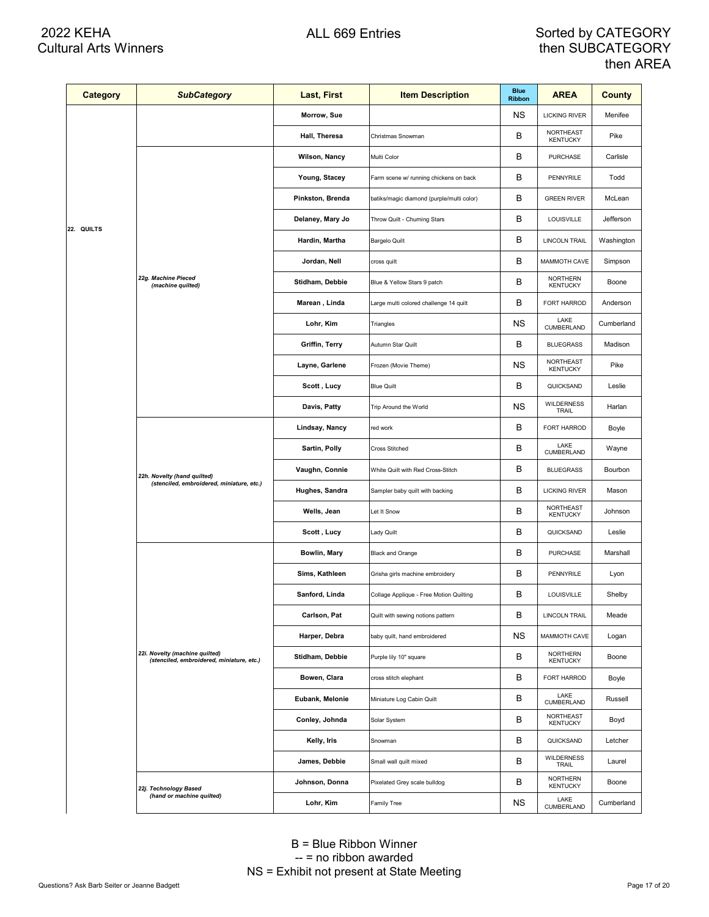2022 KEHA Cultural Arts Winners

ALL 669 Entries

Sorted by CATEGORY then SUBCATEGORY then AREA

| Category | SubCategory | Last, First | Item Description | Blue Ribbon | AREA | County |
|---|---|---|---|---|---|---|
| 22. QUILTS | | Morrow, Sue | | NS | LICKING RIVER | Menifee |
| | | Hall, Theresa | Christmas Snowman | B | NORTHEAST KENTUCKY | Pike |
| | *22g. Machine Pieced (machine quilted)* | Wilson, Nancy | Multi Color | B | PURCHASE | Carlisle |
| | | Young, Stacey | Farm scene w/ running chickens on back | B | PENNYRILE | Todd |
| | | Pinkston, Brenda | batiks/magic diamond (purple/multi color) | B | GREEN RIVER | McLean |
| | | Delaney, Mary Jo | Throw Quilt - Churning Stars | B | LOUISVILLE | Jefferson |
| | | Hardin, Martha | Bargelo Quilt | B | LINCOLN TRAIL | Washington |
| | | Jordan, Nell | cross quilt | B | MAMMOTH CAVE | Simpson |
| | | Stidham, Debbie | Blue & Yellow Stars 9 patch | B | NORTHERN KENTUCKY | Boone |
| | | Marean , Linda | Large multi colored challenge 14 quilt | B | FORT HARROD | Anderson |
| | | Lohr, Kim | Triangles | NS | LAKE CUMBERLAND | Cumberland |
| | | Griffin, Terry | Autumn Star Quilt | B | BLUEGRASS | Madison |
| | | Layne, Garlene | Frozen (Movie Theme) | NS | NORTHEAST KENTUCKY | Pike |
| | | Scott , Lucy | Blue Quilt | B | QUICKSAND | Leslie |
| | | Davis, Patty | Trip Around the World | NS | WILDERNESS TRAIL | Harlan |
| | *22h. Novelty (hand quilted) (stenciled, embroidered, miniature, etc.)* | Lindsay, Nancy | red work | B | FORT HARROD | Boyle |
| | | Sartin, Polly | Cross Stitched | B | LAKE CUMBERLAND | Wayne |
| | | Vaughn, Connie | White Quilt with Red Cross-Stitch | B | BLUEGRASS | Bourbon |
| | | Hughes, Sandra | Sampler baby quilt with backing | B | LICKING RIVER | Mason |
| | | Wells, Jean | Let It Snow | B | NORTHEAST KENTUCKY | Johnson |
| | | Scott , Lucy | Lady Quilt | B | QUICKSAND | Leslie |
| | *22i. Novelty (machine quilted) (stenciled, embroidered, miniature, etc.)* | Bowlin, Mary | Black and Orange | B | PURCHASE | Marshall |
| | | Sims, Kathleen | Grisha girls machine embroidery | B | PENNYRILE | Lyon |
| | | Sanford, Linda | Collage Applique - Free Motion Quilting | B | LOUISVILLE | Shelby |
| | | Carlson, Pat | Quilt with sewing notions pattern | B | LINCOLN TRAIL | Meade |
| | | Harper, Debra | baby quilt, hand embroidered | NS | MAMMOTH CAVE | Logan |
| | | Stidham, Debbie | Purple lily 10" square | B | NORTHERN KENTUCKY | Boone |
| | | Bowen, Clara | cross stitch elephant | B | FORT HARROD | Boyle |
| | | Eubank, Melonie | Miniature Log Cabin Quilt | B | LAKE CUMBERLAND | Russell |
| | | Conley, Johnda | Solar System | B | NORTHEAST KENTUCKY | Boyd |
| | | Kelly, Iris | Snowman | B | QUICKSAND | Letcher |
| | | James, Debbie | Small wall quilt mixed | B | WILDERNESS TRAIL | Laurel |
| | *22j. Technology Based (hand or machine quilted)* | Johnson, Donna | Pixelated Grey scale bulldog | B | NORTHERN KENTUCKY | Boone |
| | | Lohr, Kim | Family Tree | NS | LAKE CUMBERLAND | Cumberland |

B = Blue Ribbon Winner
-- = no ribbon awarded
NS = Exhibit not present at State Meeting

Questions? Ask Barb Seiter or Jeanne Badgett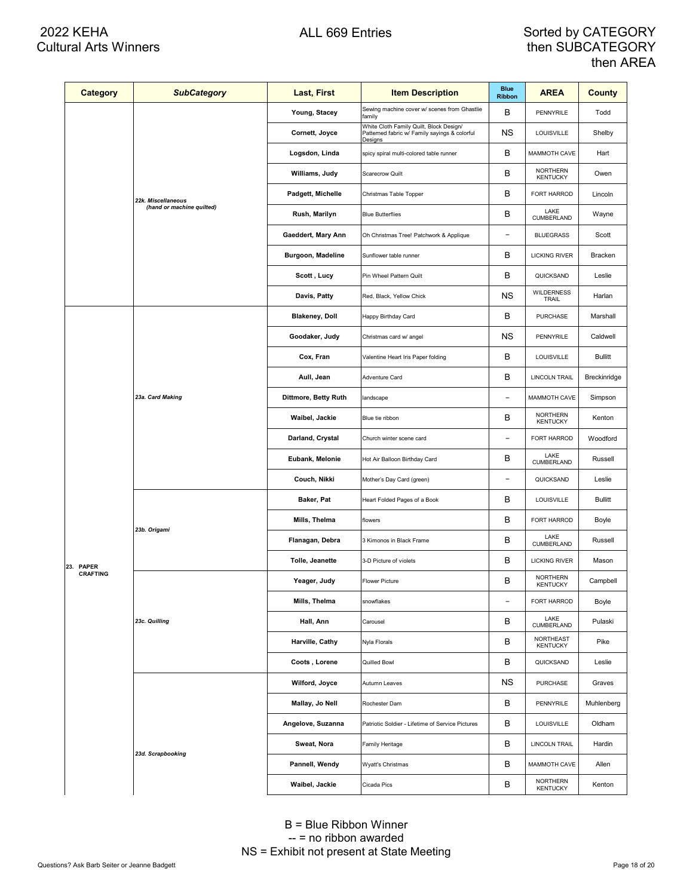# 2022 KEHA Cultural Arts Winners

ALL 669 Entries

Sorted by CATEGORY then SUBCATEGORY then AREA

| Category | SubCategory | Last, First | Item Description | Blue Ribbon | AREA | County |
|---|---|---|---|---|---|---|
| | *22k. Miscellaneous (hand or machine quilted)* | Young, Stacey | Sewing machine cover w/ scenes from Ghastlie family | B | PENNYRILE | Todd |
| | | Cornett, Joyce | White Cloth Family Quilt, Block Design/ Patterned fabric w/ Family sayings & colorful Designs | NS | LOUISVILLE | Shelby |
| | | Logsdon, Linda | spicy spiral multi-colored table runner | B | MAMMOTH CAVE | Hart |
| | | Williams, Judy | Scarecrow Quilt | B | NORTHERN KENTUCKY | Owen |
| | | Padgett, Michelle | Christmas Table Topper | B | FORT HARROD | Lincoln |
| | | Rush, Marilyn | Blue Butterflies | B | LAKE CUMBERLAND | Wayne |
| | | Gaeddert, Mary Ann | Oh Christmas Tree! Patchwork & Applique | -- | BLUEGRASS | Scott |
| | | Burgoon, Madeline | Sunflower table runner | B | LICKING RIVER | Bracken |
| | | Scott , Lucy | Pin Wheel Pattern Quilt | B | QUICKSAND | Leslie |
| | | Davis, Patty | Red, Black, Yellow Chick | NS | WILDERNESS TRAIL | Harlan |
| 23. PAPER CRAFTING | *23a. Card Making* | Blakeney, Doll | Happy Birthday Card | B | PURCHASE | Marshall |
| | | Goodaker, Judy | Christmas card w/ angel | NS | PENNYRILE | Caldwell |
| | | Cox, Fran | Valentine Heart Iris Paper folding | B | LOUISVILLE | Bullitt |
| | | Aull, Jean | Adventure Card | B | LINCOLN TRAIL | Breckinridge |
| | | Dittmore, Betty Ruth | landscape | -- | MAMMOTH CAVE | Simpson |
| | | Waibel, Jackie | Blue tie ribbon | B | NORTHERN KENTUCKY | Kenton |
| | | Darland, Crystal | Church winter scene card | -- | FORT HARROD | Woodford |
| | | Eubank, Melonie | Hot Air Balloon Birthday Card | B | LAKE CUMBERLAND | Russell |
| | | Couch, Nikki | Mother's Day Card (green) | -- | QUICKSAND | Leslie |
| | *23b. Origami* | Baker, Pat | Heart Folded Pages of a Book | B | LOUISVILLE | Bullitt |
| | | Mills, Thelma | flowers | B | FORT HARROD | Boyle |
| | | Flanagan, Debra | 3 Kimonos in Black Frame | B | LAKE CUMBERLAND | Russell |
| | | Tolle, Jeanette | 3-D Picture of violets | B | LICKING RIVER | Mason |
| | *23c. Quilling* | Yeager, Judy | Flower Picture | B | NORTHERN KENTUCKY | Campbell |
| | | Mills, Thelma | snowflakes | -- | FORT HARROD | Boyle |
| | | Hall, Ann | Carousel | B | LAKE CUMBERLAND | Pulaski |
| | | Harville, Cathy | Nyla Florals | B | NORTHEAST KENTUCKY | Pike |
| | | Coots , Lorene | Quilled Bowl | B | QUICKSAND | Leslie |
| | *23d. Scrapbooking* | Wilford, Joyce | Autumn Leaves | NS | PURCHASE | Graves |
| | | Mallay, Jo Nell | Rochester Dam | B | PENNYRILE | Muhlenberg |
| | | Angelove, Suzanna | Patriotic Soldier - Lifetime of Service Pictures | B | LOUISVILLE | Oldham |
| | | Sweat, Nora | Family Heritage | B | LINCOLN TRAIL | Hardin |
| | | Pannell, Wendy | Wyatt's Christmas | B | MAMMOTH CAVE | Allen |
| | | Waibel, Jackie | Cicada Pics | B | NORTHERN KENTUCKY | Kenton |

B = Blue Ribbon Winner
-- = no ribbon awarded
NS = Exhibit not present at State Meeting

Questions? Ask Barb Seiter or Jeanne Badgett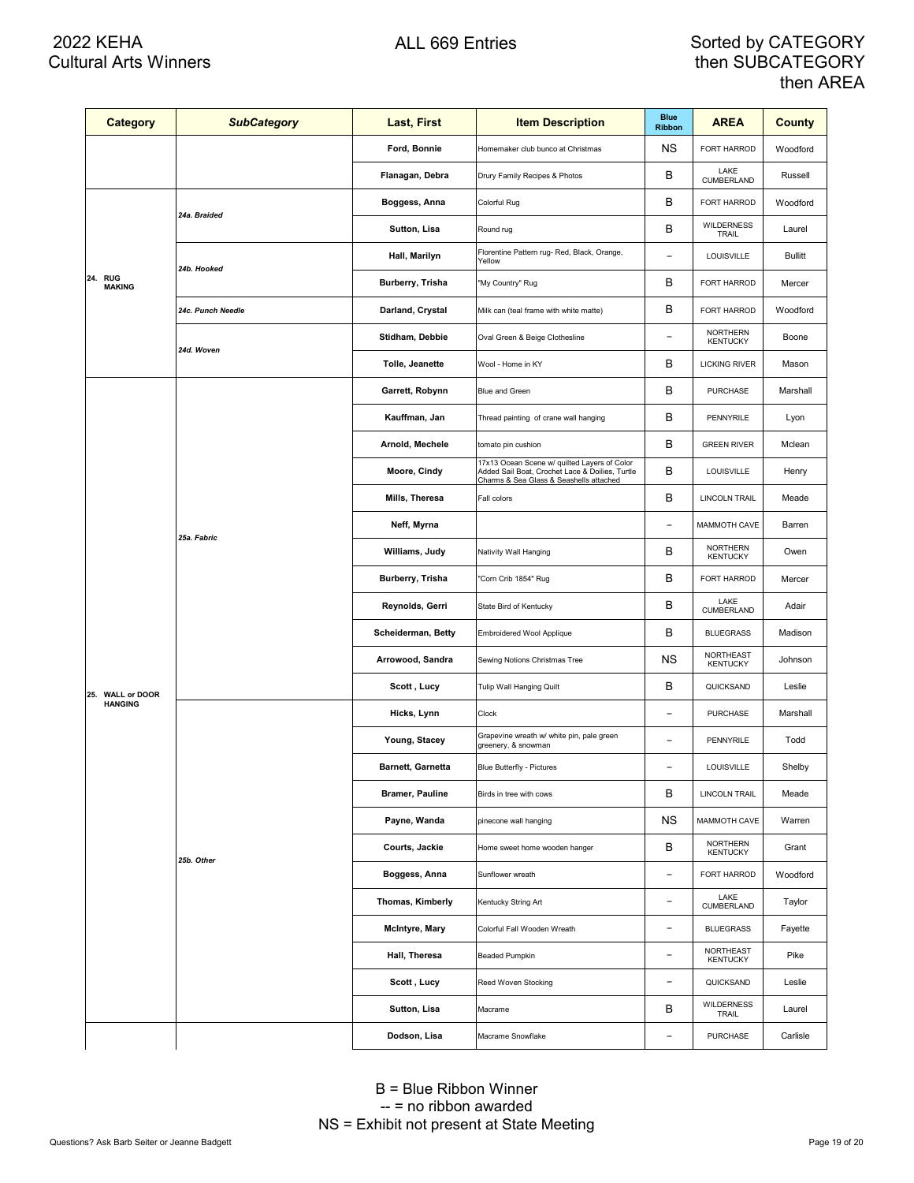# 2022 KEHA Cultural Arts Winners

## ALL 669 Entries

Sorted by CATEGORY then SUBCATEGORY then AREA

| Category | SubCategory | Last, First | Item Description | Blue Ribbon | AREA | County |
|---|---|---|---|---|---|---|
| | | Ford, Bonnie | Homemaker club bunco at Christmas | NS | FORT HARROD | Woodford |
| | | Flanagan, Debra | Drury Family Recipes & Photos | B | LAKE CUMBERLAND | Russell |
| 24. RUG MAKING | 24a. Braided | Boggess, Anna | Colorful Rug | B | FORT HARROD | Woodford |
| | | Sutton, Lisa | Round rug | B | WILDERNESS TRAIL | Laurel |
| | 24b. Hooked | Hall, Marilyn | Florentine Pattern rug- Red, Black, Orange, Yellow | -- | LOUISVILLE | Bullitt |
| | | Burberry, Trisha | "My Country" Rug | B | FORT HARROD | Mercer |
| | 24c. Punch Needle | Darland, Crystal | Milk can (teal frame with white matte) | B | FORT HARROD | Woodford |
| | 24d. Woven | Stidham, Debbie | Oval Green & Beige Clothesline | -- | NORTHERN KENTUCKY | Boone |
| | | Tolle, Jeanette | Wool - Home in KY | B | LICKING RIVER | Mason |
| 25. WALL or DOOR HANGING | 25a. Fabric | Garrett, Robynn | Blue and Green | B | PURCHASE | Marshall |
| | | Kauffman, Jan | Thread painting of crane wall hanging | B | PENNYRILE | Lyon |
| | | Arnold, Mechele | tomato pin cushion | B | GREEN RIVER | Mclean |
| | | Moore, Cindy | 17x13 Ocean Scene w/ quilted Layers of Color Added Sail Boat, Crochet Lace & Doilies, Turtle Charms & Sea Glass & Seashells attached | B | LOUISVILLE | Henry |
| | | Mills, Theresa | Fall colors | B | LINCOLN TRAIL | Meade |
| | | Neff, Myrna | | -- | MAMMOTH CAVE | Barren |
| | | Williams, Judy | Nativity Wall Hanging | B | NORTHERN KENTUCKY | Owen |
| | | Burberry, Trisha | "Corn Crib 1854" Rug | B | FORT HARROD | Mercer |
| | | Reynolds, Gerri | State Bird of Kentucky | B | LAKE CUMBERLAND | Adair |
| | | Scheiderman, Betty | Embroidered Wool Applique | B | BLUEGRASS | Madison |
| | | Arrowood, Sandra | Sewing Notions Christmas Tree | NS | NORTHEAST KENTUCKY | Johnson |
| | | Scott , Lucy | Tulip Wall Hanging Quilt | B | QUICKSAND | Leslie |
| | 25b. Other | Hicks, Lynn | Clock | -- | PURCHASE | Marshall |
| | | Young, Stacey | Grapevine wreath w/ white pin, pale green greenery, & snowman | -- | PENNYRILE | Todd |
| | | Barnett, Garnetta | Blue Butterfly - Pictures | -- | LOUISVILLE | Shelby |
| | | Bramer, Pauline | Birds in tree with cows | B | LINCOLN TRAIL | Meade |
| | | Payne, Wanda | pinecone wall hanging | NS | MAMMOTH CAVE | Warren |
| | | Courts, Jackie | Home sweet home wooden hanger | B | NORTHERN KENTUCKY | Grant |
| | | Boggess, Anna | Sunflower wreath | -- | FORT HARROD | Woodford |
| | | Thomas, Kimberly | Kentucky String Art | -- | LAKE CUMBERLAND | Taylor |
| | | McIntyre, Mary | Colorful Fall Wooden Wreath | -- | BLUEGRASS | Fayette |
| | | Hall, Theresa | Beaded Pumpkin | -- | NORTHEAST KENTUCKY | Pike |
| | | Scott , Lucy | Reed Woven Stocking | -- | QUICKSAND | Leslie |
| | | Sutton, Lisa | Macrame | B | WILDERNESS TRAIL | Laurel |
| | | Dodson, Lisa | Macrame Snowflake | -- | PURCHASE | Carlisle |

B = Blue Ribbon Winner
-- = no ribbon awarded
NS = Exhibit not present at State Meeting

Questions? Ask Barb Seiter or Jeanne Badgett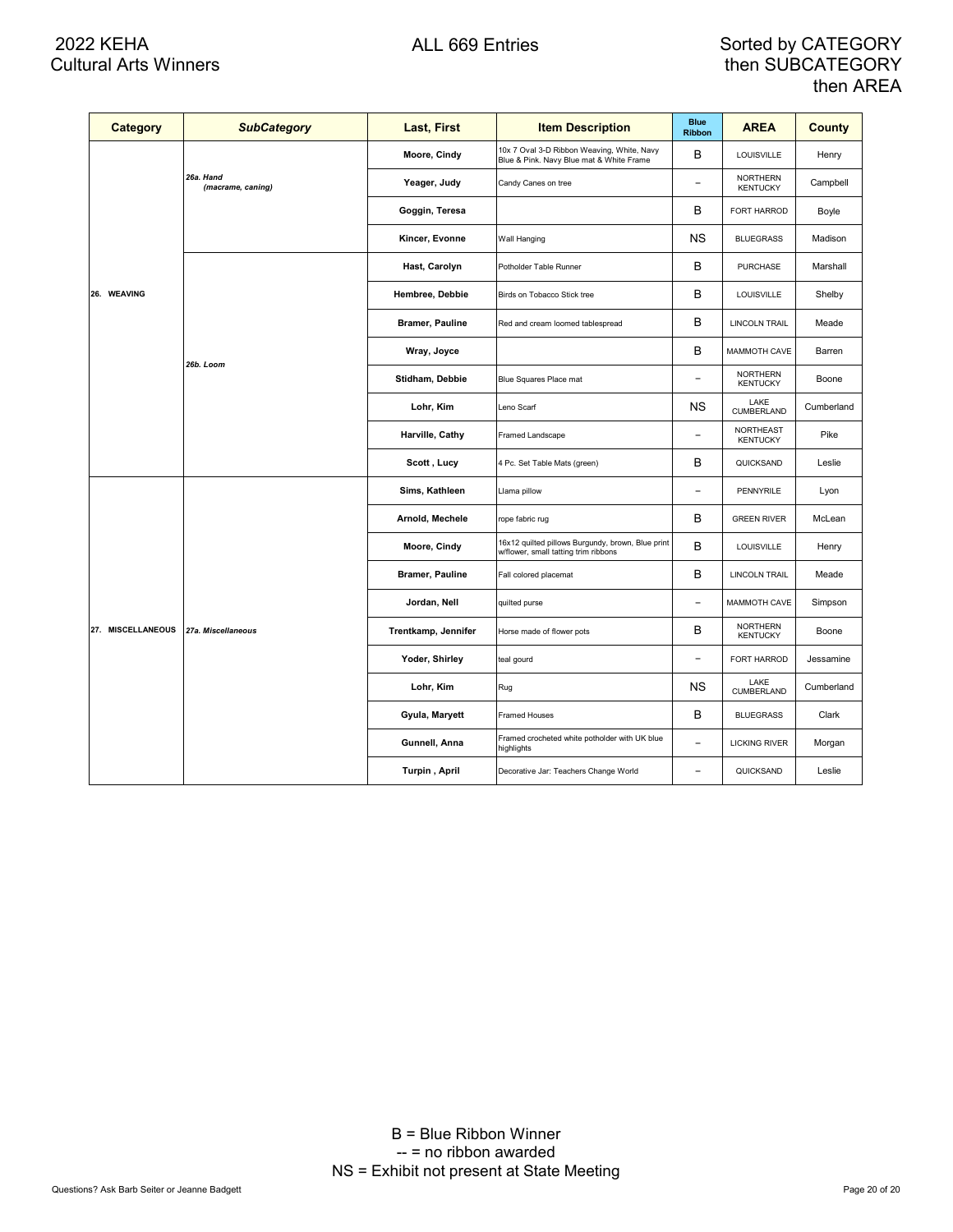2022 KEHA
Cultural Arts Winners

ALL 669 Entries

Sorted by CATEGORY then SUBCATEGORY then AREA

| Category | SubCategory | Last, First | Item Description | Blue Ribbon | AREA | County |
|---|---|---|---|---|---|---|
| 26. WEAVING | 26a. Hand (macrame, caning) | Moore, Cindy | 10x 7 Oval 3-D Ribbon Weaving, White, Navy Blue & Pink. Navy Blue mat & White Frame | B | LOUISVILLE | Henry |
| | | Yeager, Judy | Candy Canes on tree | -- | NORTHERN KENTUCKY | Campbell |
| | | Goggin, Teresa | | B | FORT HARROD | Boyle |
| | | Kincer, Evonne | Wall Hanging | NS | BLUEGRASS | Madison |
| | 26b. Loom | Hast, Carolyn | Potholder Table Runner | B | PURCHASE | Marshall |
| | | Hembree, Debbie | Birds on Tobacco Stick tree | B | LOUISVILLE | Shelby |
| | | Bramer, Pauline | Red and cream loomed tablespread | B | LINCOLN TRAIL | Meade |
| | | Wray, Joyce | | B | MAMMOTH CAVE | Barren |
| | | Stidham, Debbie | Blue Squares Place mat | -- | NORTHERN KENTUCKY | Boone |
| | | Lohr, Kim | Leno Scarf | NS | LAKE CUMBERLAND | Cumberland |
| | | Harville, Cathy | Framed Landscape | -- | NORTHEAST KENTUCKY | Pike |
| | | Scott , Lucy | 4 Pc. Set Table Mats (green) | B | QUICKSAND | Leslie |
| 27. MISCELLANEOUS | 27a. Miscellaneous | Sims, Kathleen | Llama pillow | -- | PENNYRILE | Lyon |
| | | Arnold, Mechele | rope fabric rug | B | GREEN RIVER | McLean |
| | | Moore, Cindy | 16x12 quilted pillows Burgundy, brown, Blue print w/flower, small tatting trim ribbons | B | LOUISVILLE | Henry |
| | | Bramer, Pauline | Fall colored placemat | B | LINCOLN TRAIL | Meade |
| | | Jordan, Nell | quilted purse | -- | MAMMOTH CAVE | Simpson |
| | | Trentkamp, Jennifer | Horse made of flower pots | B | NORTHERN KENTUCKY | Boone |
| | | Yoder, Shirley | teal gourd | -- | FORT HARROD | Jessamine |
| | | Lohr, Kim | Rug | NS | LAKE CUMBERLAND | Cumberland |
| | | Gyula, Maryett | Framed Houses | B | BLUEGRASS | Clark |
| | | Gunnell, Anna | Framed crocheted white potholder with UK blue highlights | -- | LICKING RIVER | Morgan |
| | | Turpin , April | Decorative Jar: Teachers Change World | -- | QUICKSAND | Leslie |

B = Blue Ribbon Winner
-- = no ribbon awarded
NS = Exhibit not present at State Meeting

Questions? Ask Barb Seiter or Jeanne Badgett